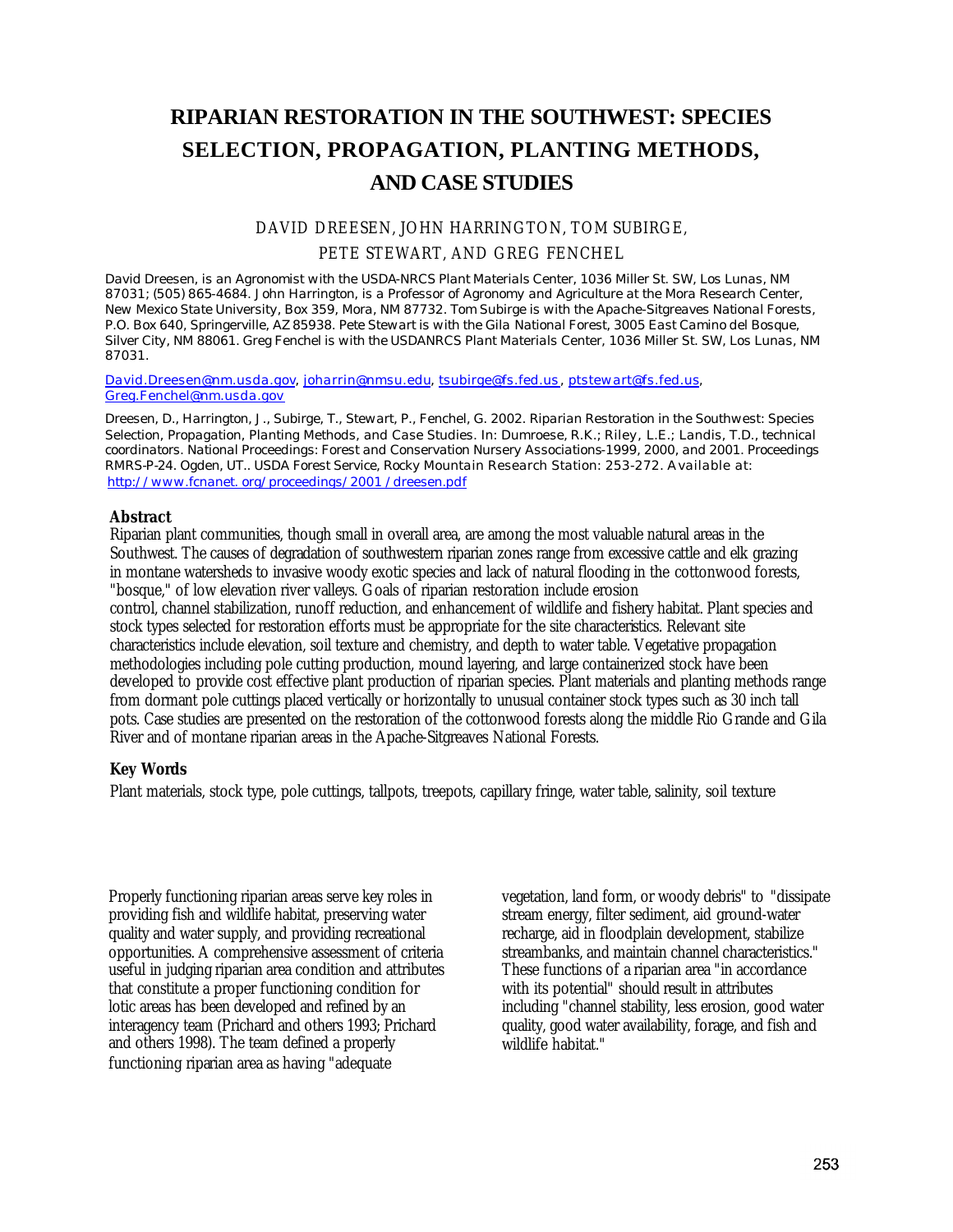# RIPARIAN RESTORATION IN THE SOUTHWEST: SPECIES SELECTION, PROPAGATION, PLANTING METHODS, AND CASE STUDIES

DAVID DREESEN, JOHN HARRINGTON, TOM SUBIRGE, PETE STEWART, AND GREG FENCHEL

David Dreesen, is an Agronomist with the USDA-NRCS Plant Materials Center, 1036 Miller St. SW, Los Lunas, NM 87031; (505) 865-4684. John Harrington, is a Professor of Agronomy and Agriculture at the Mora Research Center, New Mexico State University, Box 359, Mora, NM 87732. Tom Subirge is with the Apache-Sitgreaves National Forests, P.O. Box 640, Springerville, AZ 85938. Pete Stewart is with the Gila National Forest, 3005 East Camino del Bosque, Silver City, NM 88061. Greg Fenchel is with the USDANRCS Plant Materials Center, 1036 Miller St. SW, Los Lunas, NM 87031.

David.Dreesen@nm.usda.gov, joharrin@nmsu.edu, tsubirge@fs.fed.us, ptstewart@fs.fed.us, Greg.Fenchel@nm.usda.gov

Dreesen, D., Harrington, J., Subirge, T., Stewart, P., Fenchel, G. 2002. Riparian Restoration in the Southwest: Species Selection, Propagation, Planting Methods, and Case Studies. In: Dumroese, R.K.; Riley, L.E.; Landis, T.D., technical coordinators. National Proceedings: Forest and Conservation Nursery Associations-1999, 2000, and 2001. Proceedings RMRS-P-24. Ogden, UT.. USDA Forest Service, Rocky Mountain Research Station: 253-272. Available at: http://www.fcnanet.org/proceedings/2001/dreesen.pdf

**Abstract**

Riparian plant communities, though small in overall area, are among the most valuable natural areas in the Southwest. The causes of degradation of southwestern riparian zones range from excessive cattle and elk grazing in montane watersheds to invasive woody exotic species and lack of natural flooding in the cottonwood forests, "bosque," of low elevation river valleys. Goals of riparian restoration include erosion control, channel stabilization, runoff reduction, and enhancement of wildlife and fishery habitat. Plant species and stock types selected for restoration efforts must be appropriate for the site characteristics. Relevant site characteristics include elevation, soil texture and chemistry, and depth to water table. Vegetative propagation methodologies including pole cutting production, mound layering, and large containerized stock have been developed to provide cost effective plant production of riparian species. Plant materials and planting methods range from dormant pole cuttings placed vertically or horizontally to unusual container stock types such as 30 inch tall pots. Case studies are presented on the restoration of the cottonwood forests along the middle Rio Grande and Gila River and of montane riparian areas in the Apache-Sitgreaves National Forests.

**Key Words**

Plant materials, stock type, pole cuttings, tallpots, treepots, capillary fringe, water table, salinity, soil texture

Properly functioning riparian areas serve key roles in providing fish and wildlife habitat, preserving water quality and water supply, and providing recreational opportunities. A comprehensive assessment of criteria useful in judging riparian area condition and attributes that constitute a proper functioning condition for lotic areas has been developed and refined by an interagency team (Prichard and others 1993; Prichard and others 1998). The team defined a properly functioning riparian area as having "adequate vegetation, land form, or woody debris" to "dissipate stream energy, filter sediment, aid ground-water recharge, aid in floodplain development, stabilize streambanks, and maintain channel characteristics." These functions of a riparian area "in accordance with its potential" should result in attributes including "channel stability, less erosion, good water quality, good water availability, forage, and fish and wildlife habitat."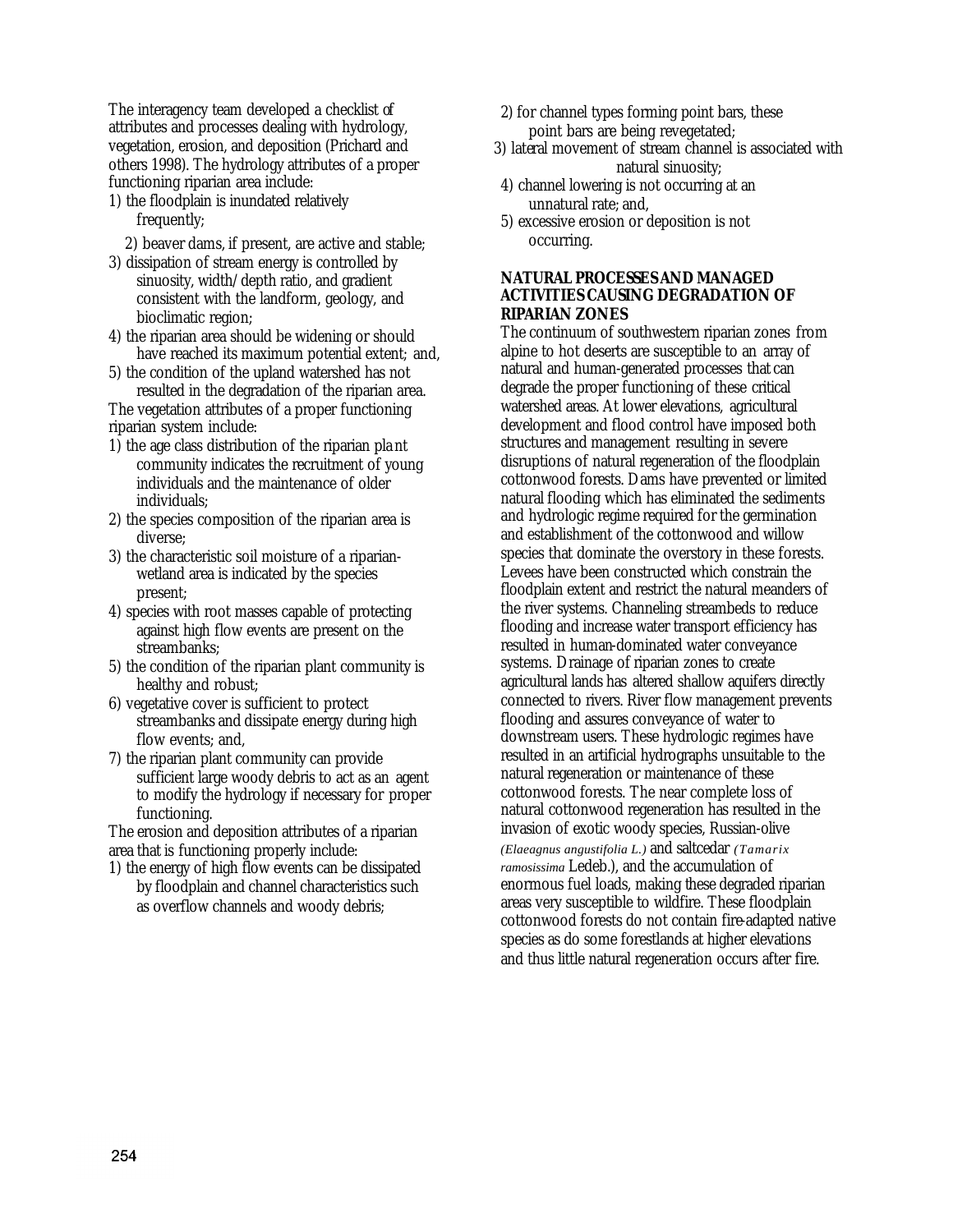The interagency team developed a checklist of attributes and processes dealing with hydrology, vegetation, erosion, and deposition (Prichard and others 1998). The hydrology attributes of a proper functioning riparian area include:

1) the floodplain is inundated relatively frequently;
2) beaver dams, if present, are active and stable;
3) dissipation of stream energy is controlled by sinuosity, width/depth ratio, and gradient consistent with the landform, geology, and bioclimatic region;
4) the riparian area should be widening or should have reached its maximum potential extent; and,
5) the condition of the upland watershed has not resulted in the degradation of the riparian area.

The vegetation attributes of a proper functioning riparian system include:

1) the age class distribution of the riparian plant community indicates the recruitment of young individuals and the maintenance of older individuals;
2) the species composition of the riparian area is diverse;
3) the characteristic soil moisture of a riparian-wetland area is indicated by the species present;
4) species with root masses capable of protecting against high flow events are present on the streambanks;
5) the condition of the riparian plant community is healthy and robust;
6) vegetative cover is sufficient to protect streambanks and dissipate energy during high flow events; and,
7) the riparian plant community can provide sufficient large woody debris to act as an agent to modify the hydrology if necessary for proper functioning.

The erosion and deposition attributes of a riparian area that is functioning properly include:

1) the energy of high flow events can be dissipated by floodplain and channel characteristics such as overflow channels and woody debris;
2) for channel types forming point bars, these point bars are being revegetated;
3) lateral movement of stream channel is associated with natural sinuosity;
4) channel lowering is not occurring at an unnatural rate; and,
5) excessive erosion or deposition is not occurring.

**NATURAL PROCESSES AND MANAGED ACTIVITIES CAUSING DEGRADATION OF RIPARIAN ZONES**

The continuum of southwestern riparian zones from alpine to hot deserts are susceptible to an array of natural and human-generated processes that can degrade the proper functioning of these critical watershed areas. At lower elevations, agricultural development and flood control have imposed both structures and management resulting in severe disruptions of natural regeneration of the floodplain cottonwood forests. Dams have prevented or limited natural flooding which has eliminated the sediments and hydrologic regime required for the germination and establishment of the cottonwood and willow species that dominate the overstory in these forests. Levees have been constructed which constrain the floodplain extent and restrict the natural meanders of the river systems. Channeling streambeds to reduce flooding and increase water transport efficiency has resulted in human-dominated water conveyance systems. Drainage of riparian zones to create agricultural lands has altered shallow aquifers directly connected to rivers. River flow management prevents flooding and assures conveyance of water to downstream users. These hydrologic regimes have resulted in an artificial hydrographs unsuitable to the natural regeneration or maintenance of these cottonwood forests. The near complete loss of natural cottonwood regeneration has resulted in the invasion of exotic woody species, Russian-olive (*Elaeagnus angustifolia L.*) and saltcedar (*Tamarix ramosissima* Ledeb.), and the accumulation of enormous fuel loads, making these degraded riparian areas very susceptible to wildfire. These floodplain cottonwood forests do not contain fire-adapted native species as do some forestlands at higher elevations and thus little natural regeneration occurs after fire.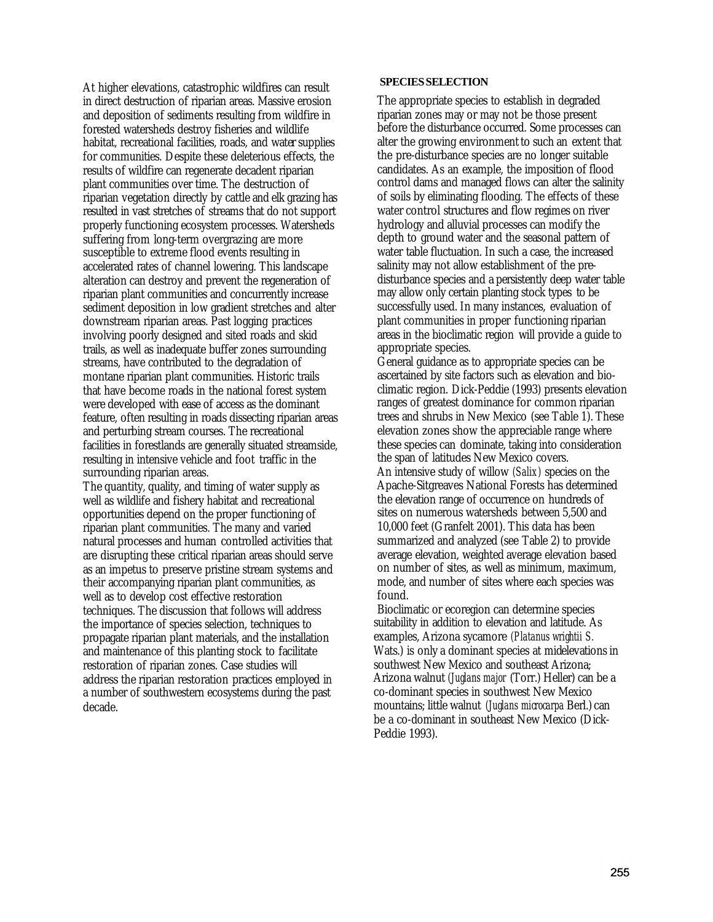At higher elevations, catastrophic wildfires can result in direct destruction of riparian areas. Massive erosion and deposition of sediments resulting from wildfire in forested watersheds destroy fisheries and wildlife habitat, recreational facilities, roads, and water supplies for communities. Despite these deleterious effects, the results of wildfire can regenerate decadent riparian plant communities over time. The destruction of riparian vegetation directly by cattle and elk grazing has resulted in vast stretches of streams that do not support properly functioning ecosystem processes. Watersheds suffering from long-term overgrazing are more susceptible to extreme flood events resulting in accelerated rates of channel lowering. This landscape alteration can destroy and prevent the regeneration of riparian plant communities and concurrently increase sediment deposition in low gradient stretches and alter downstream riparian areas. Past logging practices involving poorly designed and sited roads and skid trails, as well as inadequate buffer zones surrounding streams, have contributed to the degradation of montane riparian plant communities. Historic trails that have become roads in the national forest system were developed with ease of access as the dominant feature, often resulting in roads dissecting riparian areas and perturbing stream courses. The recreational facilities in forestlands are generally situated streamside, resulting in intensive vehicle and foot traffic in the surrounding riparian areas.

The quantity, quality, and timing of water supply as well as wildlife and fishery habitat and recreational opportunities depend on the proper functioning of riparian plant communities. The many and varied natural processes and human controlled activities that are disrupting these critical riparian areas should serve as an impetus to preserve pristine stream systems and their accompanying riparian plant communities, as well as to develop cost effective restoration techniques. The discussion that follows will address the importance of species selection, techniques to propagate riparian plant materials, and the installation and maintenance of this planting stock to facilitate restoration of riparian zones. Case studies will address the riparian restoration practices employed in a number of southwestern ecosystems during the past decade.

## SPECIES SELECTION

The appropriate species to establish in degraded riparian zones may or may not be those present before the disturbance occurred. Some processes can alter the growing environment to such an extent that the pre-disturbance species are no longer suitable candidates. As an example, the imposition of flood control dams and managed flows can alter the salinity of soils by eliminating flooding. The effects of these water control structures and flow regimes on river hydrology and alluvial processes can modify the depth to ground water and the seasonal pattern of water table fluctuation. In such a case, the increased salinity may not allow establishment of the pre-disturbance species and a persistently deep water table may allow only certain planting stock types to be successfully used. In many instances, evaluation of plant communities in proper functioning riparian areas in the bioclimatic region will provide a guide to appropriate species.

General guidance as to appropriate species can be ascertained by site factors such as elevation and bio-climatic region. Dick-Peddie (1993) presents elevation ranges of greatest dominance for common riparian trees and shrubs in New Mexico (see Table 1). These elevation zones show the appreciable range where these species can dominate, taking into consideration the span of latitudes New Mexico covers.

An intensive study of willow *(Salix)* species on the Apache-Sitgreaves National Forests has determined the elevation range of occurrence on hundreds of sites on numerous watersheds between 5,500 and 10,000 feet (Granfelt 2001). This data has been summarized and analyzed (see Table 2) to provide average elevation, weighted average elevation based on number of sites, as well as minimum, maximum, mode, and number of sites where each species was found.

Bioclimatic or ecoregion can determine species suitability in addition to elevation and latitude. As examples, Arizona sycamore *(Platanus wrightii S.* Wats.) is only a dominant species at midelevations in southwest New Mexico and southeast Arizona; Arizona walnut *(Juglans major* (Torr.) Heller) can be a co-dominant species in southwest New Mexico mountains; little walnut *(Juglans microcarpa* Berl.) can be a co-dominant in southeast New Mexico (Dick-Peddie 1993).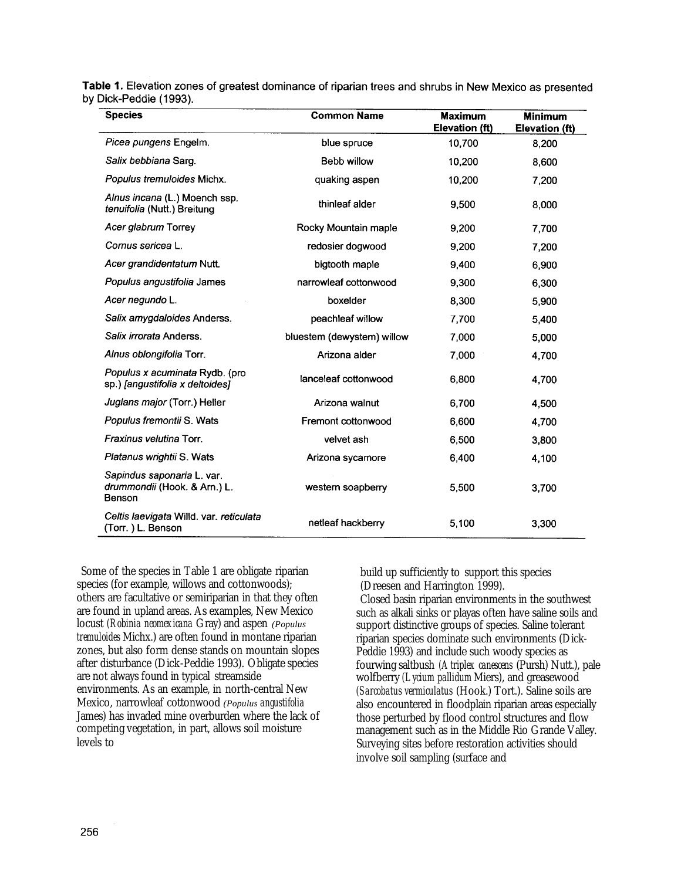**Table 1.** Elevation zones of greatest dominance of riparian trees and shrubs in New Mexico as presented by Dick-Peddie (1993).

| Species | Common Name | Maximum Elevation (ft) | Minimum Elevation (ft) |
|---|---|---|---|
| *Picea pungens* Engelm. | blue spruce | 10,700 | 8,200 |
| *Salix bebbiana* Sarg. | Bebb willow | 10,200 | 8,600 |
| *Populus tremuloides* Michx. | quaking aspen | 10,200 | 7,200 |
| *Alnus incana* (L.) Moench ssp. *tenuifolia* (Nutt.) Breitung | thinleaf alder | 9,500 | 8,000 |
| *Acer glabrum* Torrey | Rocky Mountain maple | 9,200 | 7,700 |
| *Cornus sericea* L. | redosier dogwood | 9,200 | 7,200 |
| *Acer grandidentatum* Nutt. | bigtooth maple | 9,400 | 6,900 |
| *Populus angustifolia* James | narrowleaf cottonwood | 9,300 | 6,300 |
| *Acer negundo* L. | boxelder | 8,300 | 5,900 |
| *Salix amygdaloides* Anderss. | peachleaf willow | 7,700 | 5,400 |
| *Salix irrorata* Anderss. | bluestem (dewystem) willow | 7,000 | 5,000 |
| *Alnus oblongifolia* Torr. | Arizona alder | 7,000 | 4,700 |
| *Populus x acuminata* Rydb. (pro sp.) *[angustifolia x deltoides]* | lanceleaf cottonwood | 6,800 | 4,700 |
| *Juglans major* (Torr.) Heller | Arizona walnut | 6,700 | 4,500 |
| *Populus fremontii* S. Wats | Fremont cottonwood | 6,600 | 4,700 |
| *Fraxinus velutina* Torr. | velvet ash | 6,500 | 3,800 |
| *Platanus wrightii* S. Wats | Arizona sycamore | 6,400 | 4,100 |
| *Sapindus saponaria* L. var. *drummondii* (Hook. & Arn.) L. Benson | western soapberry | 5,500 | 3,700 |
| *Celtis laevigata* Willd. var. *reticulata* (Torr. ) L. Benson | netleaf hackberry | 5,100 | 3,300 |

Some of the species in Table 1 are obligate riparian species (for example, willows and cottonwoods); others are facultative or semiriparian in that they often are found in upland areas. As examples, New Mexico locust (*Robinia neomexicana* Gray) and aspen (*Populus tremuloides* Michx.) are often found in montane riparian zones, but also form dense stands on mountain slopes after disturbance (Dick-Peddie 1993). Obligate species are not always found in typical streamside environments. As an example, in north-central New Mexico, narrowleaf cottonwood (*Populus angustifolia* James) has invaded mine overburden where the lack of competing vegetation, in part, allows soil moisture levels to build up sufficiently to support this species (Dreesen and Harrington 1999).

Closed basin riparian environments in the southwest such as alkali sinks or playas often have saline soils and support distinctive groups of species. Saline tolerant riparian species dominate such environments (Dick-Peddie 1993) and include such woody species as fourwing saltbush (*Atriplex canescens* (Pursh) Nutt.), pale wolfberry (*Lycium pallidum* Miers), and greasewood (*Sarcobatus vermiculatus* (Hook.) Tort.). Saline soils are also encountered in floodplain riparian areas especially those perturbed by flood control structures and flow management such as in the Middle Rio Grande Valley. Surveying sites before restoration activities should involve soil sampling (surface and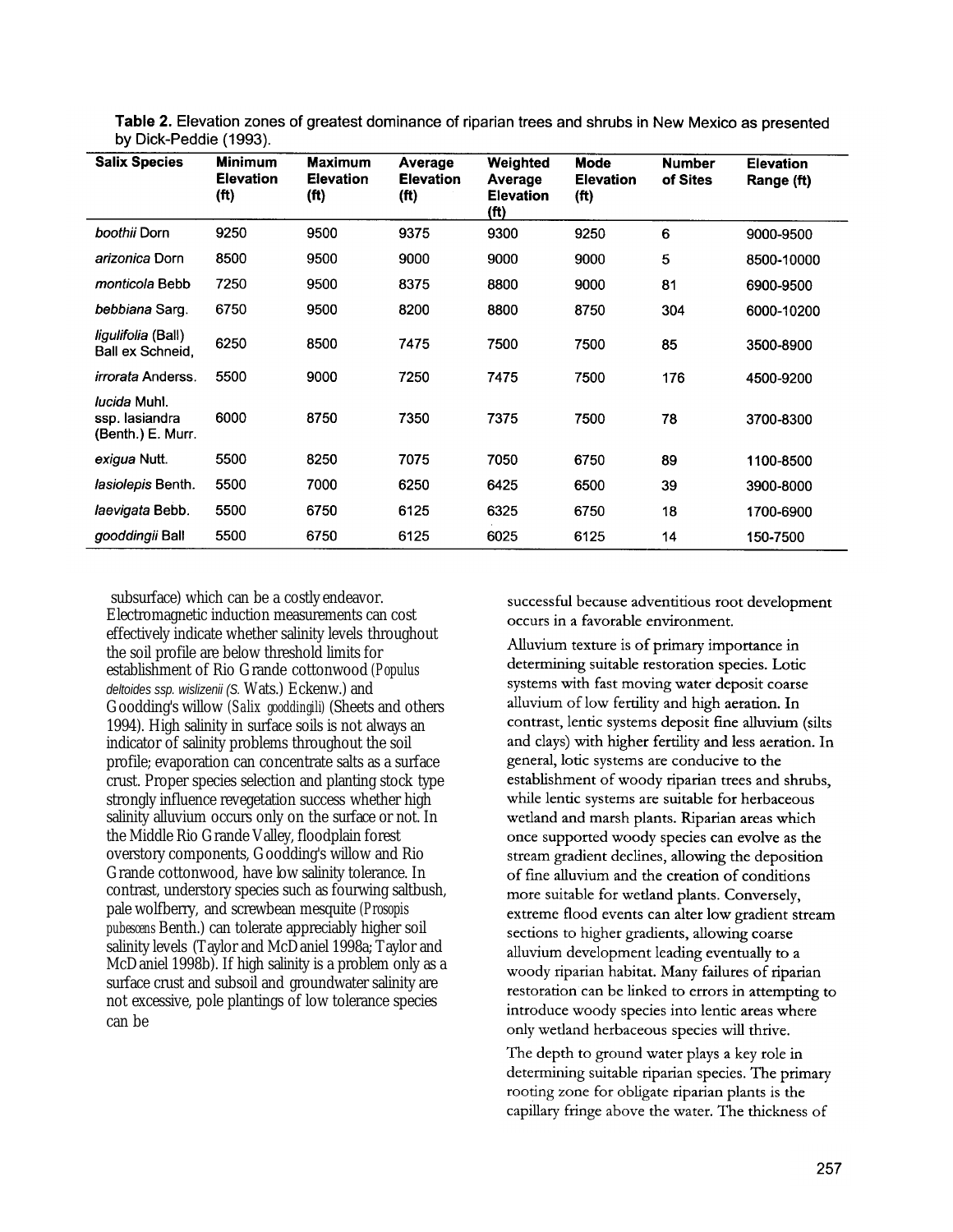**Table 2.** Elevation zones of greatest dominance of riparian trees and shrubs in New Mexico as presented by Dick-Peddie (1993).

| Salix Species | Minimum Elevation (ft) | Maximum Elevation (ft) | Average Elevation (ft) | Weighted Average Elevation (ft) | Mode Elevation (ft) | Number of Sites | Elevation Range (ft) |
|---|---|---|---|---|---|---|---|
| *boothii* Dorn | 9250 | 9500 | 9375 | 9300 | 9250 | 6 | 9000-9500 |
| *arizonica* Dorn | 8500 | 9500 | 9000 | 9000 | 9000 | 5 | 8500-10000 |
| *monticola* Bebb | 7250 | 9500 | 8375 | 8800 | 9000 | 81 | 6900-9500 |
| *bebbiana* Sarg. | 6750 | 9500 | 8200 | 8800 | 8750 | 304 | 6000-10200 |
| *ligulifolia* (Ball) Ball ex Schneid, | 6250 | 8500 | 7475 | 7500 | 7500 | 85 | 3500-8900 |
| *irrorata* Anderss. | 5500 | 9000 | 7250 | 7475 | 7500 | 176 | 4500-9200 |
| *lucida* Muhl. ssp. lasiandra (Benth.) E. Murr. | 6000 | 8750 | 7350 | 7375 | 7500 | 78 | 3700-8300 |
| *exigua* Nutt. | 5500 | 8250 | 7075 | 7050 | 6750 | 89 | 1100-8500 |
| *lasiolepis* Benth. | 5500 | 7000 | 6250 | 6425 | 6500 | 39 | 3900-8000 |
| *laevigata* Bebb. | 5500 | 6750 | 6125 | 6325 | 6750 | 18 | 1700-6900 |
| *gooddingii* Ball | 5500 | 6750 | 6125 | 6025 | 6125 | 14 | 150-7500 |

subsurface) which can be a costly endeavor. Electromagnetic induction measurements can cost effectively indicate whether salinity levels throughout the soil profile are below threshold limits for establishment of Rio Grande cottonwood (*Populus deltoides* ssp. *wislizenii* (S. Wats.) Eckenw.) and Goodding's willow (*Salix gooddingii*) (Sheets and others 1994). High salinity in surface soils is not always an indicator of salinity problems throughout the soil profile; evaporation can concentrate salts as a surface crust. Proper species selection and planting stock type strongly influence revegetation success whether high salinity alluvium occurs only on the surface or not. In the Middle Rio Grande Valley, floodplain forest overstory components, Goodding's willow and Rio Grande cottonwood, have low salinity tolerance. In contrast, understory species such as fourwing saltbush, pale wolfberry, and screwbean mesquite (*Prosopis pubescens* Benth.) can tolerate appreciably higher soil salinity levels (Taylor and McDaniel 1998a; Taylor and McDaniel 1998b). If high salinity is a problem only as a surface crust and subsoil and groundwater salinity are not excessive, pole plantings of low tolerance species can be successful because adventitious root development occurs in a favorable environment.

Alluvium texture is of primary importance in determining suitable restoration species. Lotic systems with fast moving water deposit coarse alluvium of low fertility and high aeration. In contrast, lentic systems deposit fine alluvium (silts and clays) with higher fertility and less aeration. In general, lotic systems are conducive to the establishment of woody riparian trees and shrubs, while lentic systems are suitable for herbaceous wetland and marsh plants. Riparian areas which once supported woody species can evolve as the stream gradient declines, allowing the deposition of fine alluvium and the creation of conditions more suitable for wetland plants. Conversely, extreme flood events can alter low gradient stream sections to higher gradients, allowing coarse alluvium development leading eventually to a woody riparian habitat. Many failures of riparian restoration can be linked to errors in attempting to introduce woody species into lentic areas where only wetland herbaceous species will thrive.

The depth to ground water plays a key role in determining suitable riparian species. The primary rooting zone for obligate riparian plants is the capillary fringe above the water. The thickness of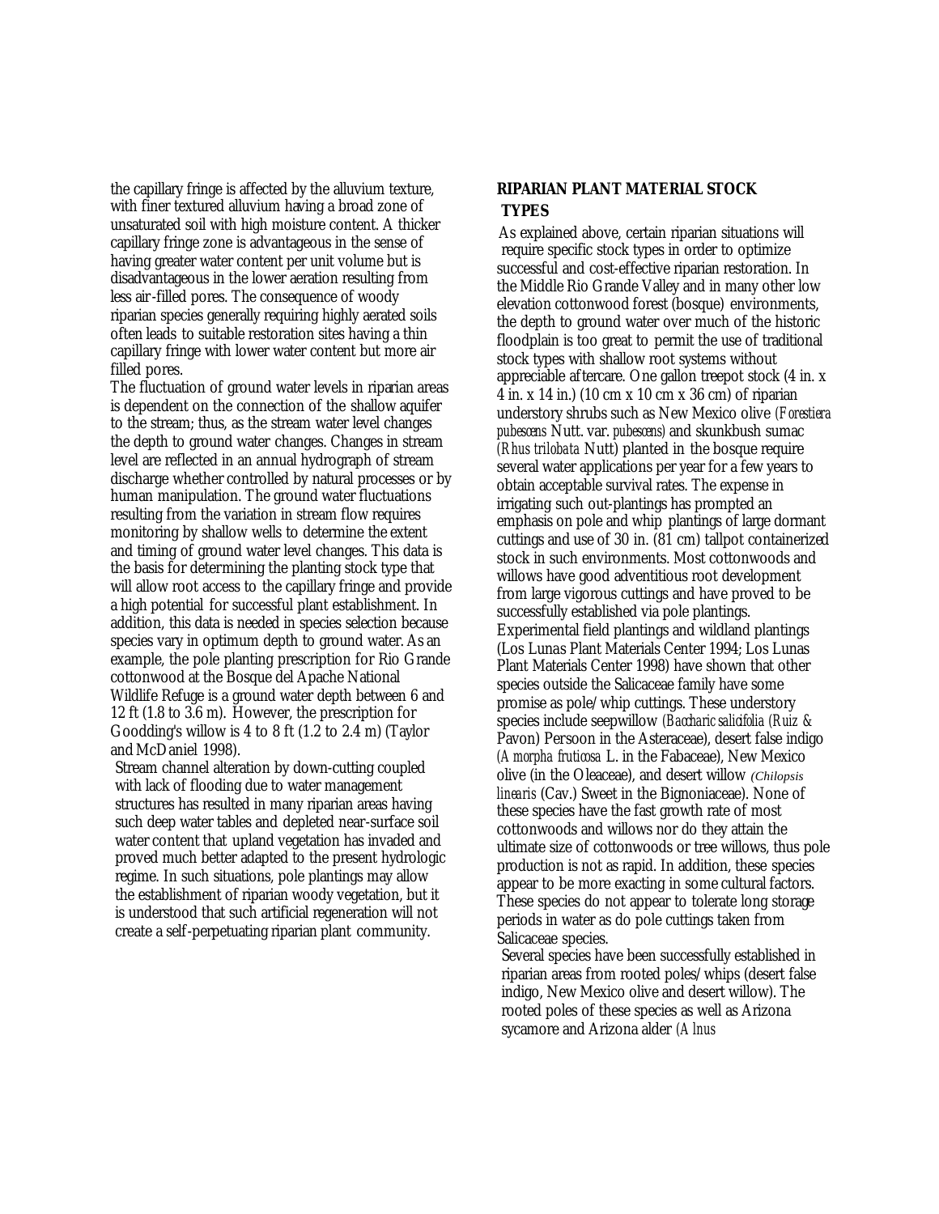the capillary fringe is affected by the alluvium texture, with finer textured alluvium having a broad zone of unsaturated soil with high moisture content. A thicker capillary fringe zone is advantageous in the sense of having greater water content per unit volume but is disadvantageous in the lower aeration resulting from less air-filled pores. The consequence of woody riparian species generally requiring highly aerated soils often leads to suitable restoration sites having a thin capillary fringe with lower water content but more air filled pores.

The fluctuation of ground water levels in riparian areas is dependent on the connection of the shallow aquifer to the stream; thus, as the stream water level changes the depth to ground water changes. Changes in stream level are reflected in an annual hydrograph of stream discharge whether controlled by natural processes or by human manipulation. The ground water fluctuations resulting from the variation in stream flow requires monitoring by shallow wells to determine the extent and timing of ground water level changes. This data is the basis for determining the planting stock type that will allow root access to the capillary fringe and provide a high potential for successful plant establishment. In addition, this data is needed in species selection because species vary in optimum depth to ground water. As an example, the pole planting prescription for Rio Grande cottonwood at the Bosque del Apache National Wildlife Refuge is a ground water depth between 6 and 12 ft (1.8 to 3.6 m). However, the prescription for Goodding's willow is 4 to 8 ft (1.2 to 2.4 m) (Taylor and McDaniel 1998).

Stream channel alteration by down-cutting coupled with lack of flooding due to water management structures has resulted in many riparian areas having such deep water tables and depleted near-surface soil water content that upland vegetation has invaded and proved much better adapted to the present hydrologic regime. In such situations, pole plantings may allow the establishment of riparian woody vegetation, but it is understood that such artificial regeneration will not create a self-perpetuating riparian plant community.

## RIPARIAN PLANT MATERIAL STOCK TYPES

As explained above, certain riparian situations will require specific stock types in order to optimize successful and cost-effective riparian restoration. In the Middle Rio Grande Valley and in many other low elevation cottonwood forest (bosque) environments, the depth to ground water over much of the historic floodplain is too great to permit the use of traditional stock types with shallow root systems without appreciable aftercare. One gallon treepot stock (4 in. x 4 in. x 14 in.) (10 cm x 10 cm x 36 cm) of riparian understory shrubs such as New Mexico olive (*Forestiera pubescens* Nutt. var. *pubescens*) and skunkbush sumac (*Rhus trilobata* Nutt) planted in the bosque require several water applications per year for a few years to obtain acceptable survival rates. The expense in irrigating such out-plantings has prompted an emphasis on pole and whip plantings of large dormant cuttings and use of 30 in. (81 cm) tallpot containerized stock in such environments. Most cottonwoods and willows have good adventitious root development from large vigorous cuttings and have proved to be successfully established via pole plantings. Experimental field plantings and wildland plantings (Los Lunas Plant Materials Center 1994; Los Lunas Plant Materials Center 1998) have shown that other species outside the Salicaceae family have some promise as pole/whip cuttings. These understory species include seepwillow (*Baccharic salicifolia* (Ruiz & Pavon) Persoon in the Asteraceae), desert false indigo (*Amorpha fruticosa* L. in the Fabaceae), New Mexico olive (in the Oleaceae), and desert willow (*Chilopsis linearis* (Cav.) Sweet in the Bignoniaceae). None of these species have the fast growth rate of most cottonwoods and willows nor do they attain the ultimate size of cottonwoods or tree willows, thus pole production is not as rapid. In addition, these species appear to be more exacting in some cultural factors. These species do not appear to tolerate long storage periods in water as do pole cuttings taken from Salicaceae species.

Several species have been successfully established in riparian areas from rooted poles/whips (desert false indigo, New Mexico olive and desert willow). The rooted poles of these species as well as Arizona sycamore and Arizona alder (*Alnus*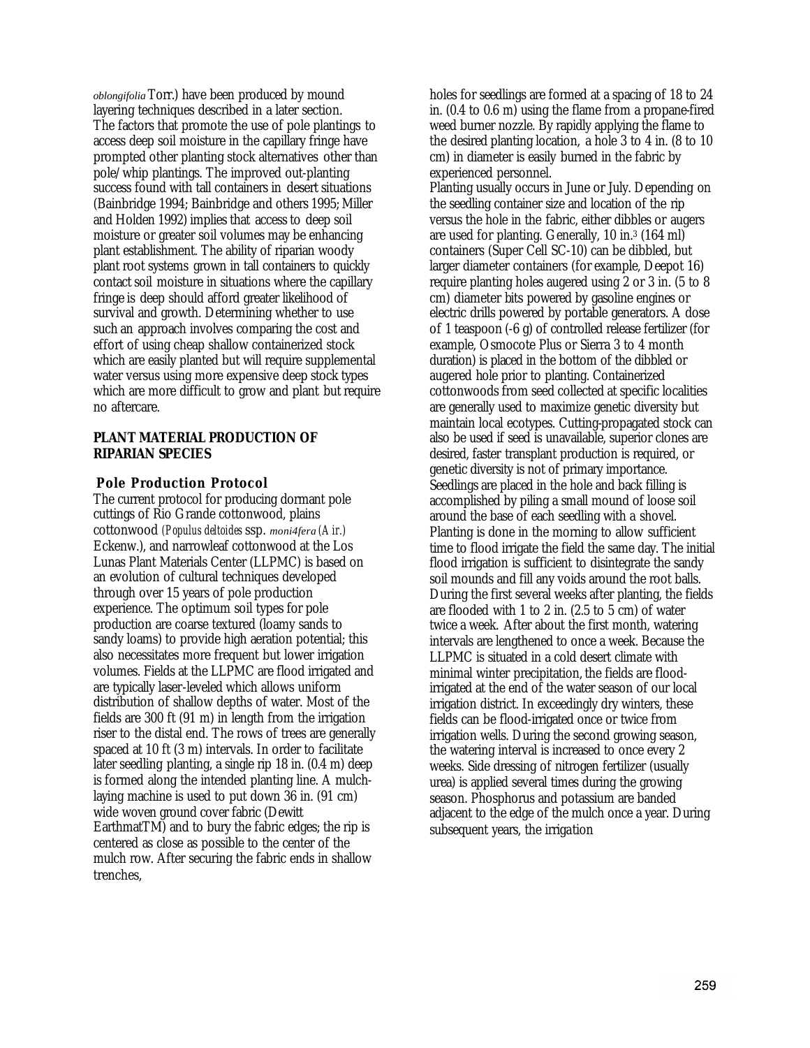*oblongifolia* Torr.) have been produced by mound layering techniques described in a later section. The factors that promote the use of pole plantings to access deep soil moisture in the capillary fringe have prompted other planting stock alternatives other than pole/whip plantings. The improved out-planting success found with tall containers in desert situations (Bainbridge 1994; Bainbridge and others 1995; Miller and Holden 1992) implies that access to deep soil moisture or greater soil volumes may be enhancing plant establishment. The ability of riparian woody plant root systems grown in tall containers to quickly contact soil moisture in situations where the capillary fringe is deep should afford greater likelihood of survival and growth. Determining whether to use such an approach involves comparing the cost and effort of using cheap shallow containerized stock which are easily planted but will require supplemental water versus using more expensive deep stock types which are more difficult to grow and plant but require no aftercare.

## PLANT MATERIAL PRODUCTION OF RIPARIAN SPECIES

### Pole Production Protocol

The current protocol for producing dormant pole cuttings of Rio Grande cottonwood, plains cottonwood (*Populus deltoides* ssp. *moni4fera* (*Air.*) Eckenw.), and narrowleaf cottonwood at the Los Lunas Plant Materials Center (LLPMC) is based on an evolution of cultural techniques developed through over 15 years of pole production experience. The optimum soil types for pole production are coarse textured (loamy sands to sandy loams) to provide high aeration potential; this also necessitates more frequent but lower irrigation volumes. Fields at the LLPMC are flood irrigated and are typically laser-leveled which allows uniform distribution of shallow depths of water. Most of the fields are 300 ft (91 m) in length from the irrigation riser to the distal end. The rows of trees are generally spaced at 10 ft (3 m) intervals. In order to facilitate later seedling planting, a single rip 18 in. (0.4 m) deep is formed along the intended planting line. A mulch-laying machine is used to put down 36 in. (91 cm) wide woven ground cover fabric (Dewitt EarthmatTM) and to bury the fabric edges; the rip is centered as close as possible to the center of the mulch row. After securing the fabric ends in shallow trenches, holes for seedlings are formed at a spacing of 18 to 24 in. (0.4 to 0.6 m) using the flame from a propane-fired weed burner nozzle. By rapidly applying the flame to the desired planting location, a hole 3 to 4 in. (8 to 10 cm) in diameter is easily burned in the fabric by experienced personnel.

Planting usually occurs in June or July. Depending on the seedling container size and location of the rip versus the hole in the fabric, either dibbles or augers are used for planting. Generally, 10 in.[3] (164 ml) containers (Super Cell SC-10) can be dibbled, but larger diameter containers (for example, Deepot 16) require planting holes augered using 2 or 3 in. (5 to 8 cm) diameter bits powered by gasoline engines or electric drills powered by portable generators. A dose of 1 teaspoon (-6 g) of controlled release fertilizer (for example, Osmocote Plus or Sierra 3 to 4 month duration) is placed in the bottom of the dibbled or augered hole prior to planting. Containerized cottonwoods from seed collected at specific localities are generally used to maximize genetic diversity but maintain local ecotypes. Cutting-propagated stock can also be used if seed is unavailable, superior clones are desired, faster transplant production is required, or genetic diversity is not of primary importance. Seedlings are placed in the hole and back filling is accomplished by piling a small mound of loose soil around the base of each seedling with a shovel. Planting is done in the morning to allow sufficient time to flood irrigate the field the same day. The initial flood irrigation is sufficient to disintegrate the sandy soil mounds and fill any voids around the root balls. During the first several weeks after planting, the fields are flooded with 1 to 2 in. (2.5 to 5 cm) of water twice a week. After about the first month, watering intervals are lengthened to once a week. Because the LLPMC is situated in a cold desert climate with minimal winter precipitation, the fields are flood-irrigated at the end of the water season of our local irrigation district. In exceedingly dry winters, these fields can be flood-irrigated once or twice from irrigation wells. During the second growing season, the watering interval is increased to once every 2 weeks. Side dressing of nitrogen fertilizer (usually urea) is applied several times during the growing season. Phosphorus and potassium are banded adjacent to the edge of the mulch once a year. During subsequent years, the irrigation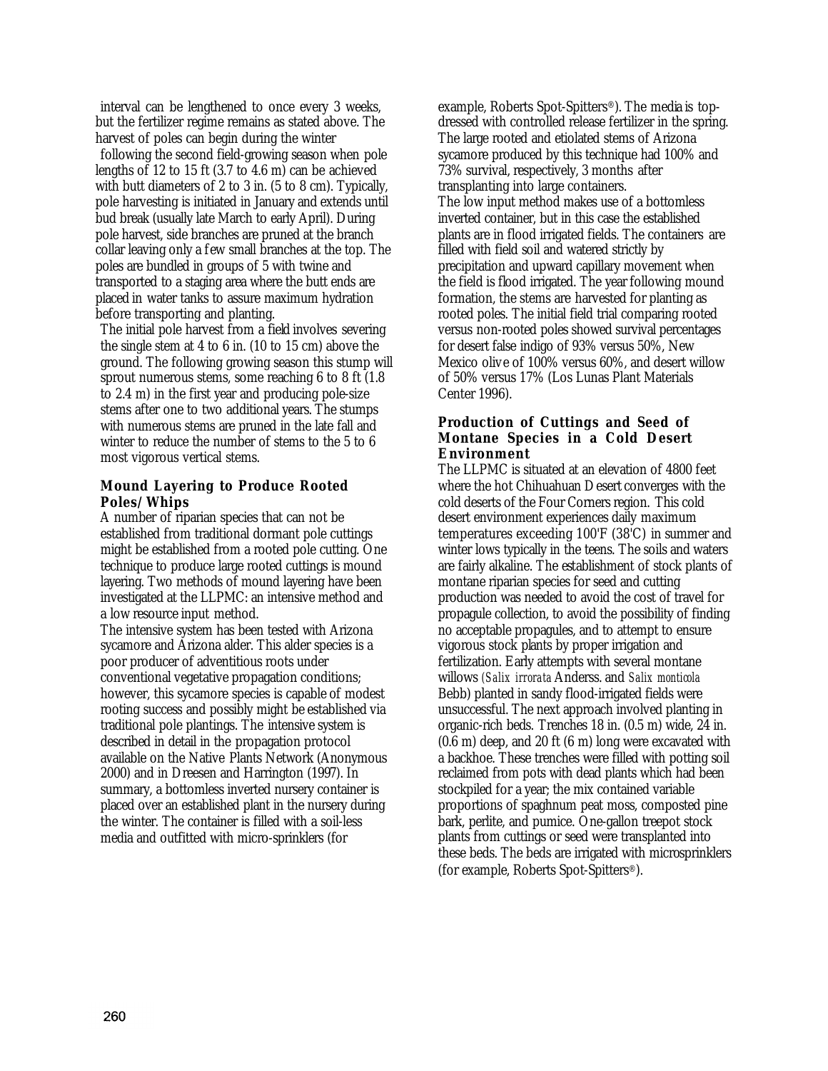interval can be lengthened to once every 3 weeks, but the fertilizer regime remains as stated above. The harvest of poles can begin during the winter following the second field-growing season when pole lengths of 12 to 15 ft (3.7 to 4.6 m) can be achieved with butt diameters of 2 to 3 in. (5 to 8 cm). Typically, pole harvesting is initiated in January and extends until bud break (usually late March to early April). During pole harvest, side branches are pruned at the branch collar leaving only a few small branches at the top. The poles are bundled in groups of 5 with twine and transported to a staging area where the butt ends are placed in water tanks to assure maximum hydration before transporting and planting.

The initial pole harvest from a field involves severing the single stem at 4 to 6 in. (10 to 15 cm) above the ground. The following growing season this stump will sprout numerous stems, some reaching 6 to 8 ft (1.8 to 2.4 m) in the first year and producing pole-size stems after one to two additional years. The stumps with numerous stems are pruned in the late fall and winter to reduce the number of stems to the 5 to 6 most vigorous vertical stems.

### Mound Layering to Produce Rooted Poles/Whips

A number of riparian species that can not be established from traditional dormant pole cuttings might be established from a rooted pole cutting. One technique to produce large rooted cuttings is mound layering. Two methods of mound layering have been investigated at the LLPMC: an intensive method and a low resource input method.

The intensive system has been tested with Arizona sycamore and Arizona alder. This alder species is a poor producer of adventitious roots under conventional vegetative propagation conditions; however, this sycamore species is capable of modest rooting success and possibly might be established via traditional pole plantings. The intensive system is described in detail in the propagation protocol available on the Native Plants Network (Anonymous 2000) and in Dreesen and Harrington (1997). In summary, a bottomless inverted nursery container is placed over an established plant in the nursery during the winter. The container is filled with a soil-less media and outfitted with micro-sprinklers (for example, Roberts Spot-Spitters®). The media is top-dressed with controlled release fertilizer in the spring. The large rooted and etiolated stems of Arizona sycamore produced by this technique had 100% and 73% survival, respectively, 3 months after transplanting into large containers.

The low input method makes use of a bottomless inverted container, but in this case the established plants are in flood irrigated fields. The containers are filled with field soil and watered strictly by precipitation and upward capillary movement when the field is flood irrigated. The year following mound formation, the stems are harvested for planting as rooted poles. The initial field trial comparing rooted versus non-rooted poles showed survival percentages for desert false indigo of 93% versus 50%, New Mexico olive of 100% versus 60%, and desert willow of 50% versus 17% (Los Lunas Plant Materials Center 1996).

### Production of Cuttings and Seed of Montane Species in a Cold Desert Environment

The LLPMC is situated at an elevation of 4800 feet where the hot Chihuahuan Desert converges with the cold deserts of the Four Corners region. This cold desert environment experiences daily maximum temperatures exceeding 100°F (38°C) in summer and winter lows typically in the teens. The soils and waters are fairly alkaline. The establishment of stock plants of montane riparian species for seed and cutting production was needed to avoid the cost of travel for propagule collection, to avoid the possibility of finding no acceptable propagules, and to attempt to ensure vigorous stock plants by proper irrigation and fertilization. Early attempts with several montane willows (*Salix irrorata* Anderss. and *Salix monticola* Bebb) planted in sandy flood-irrigated fields were unsuccessful. The next approach involved planting in organic-rich beds. Trenches 18 in. (0.5 m) wide, 24 in. (0.6 m) deep, and 20 ft (6 m) long were excavated with a backhoe. These trenches were filled with potting soil reclaimed from pots with dead plants which had been stockpiled for a year; the mix contained variable proportions of spaghnum peat moss, composted pine bark, perlite, and pumice. One-gallon treepot stock plants from cuttings or seed were transplanted into these beds. The beds are irrigated with microsprinklers (for example, Roberts Spot-Spitters®).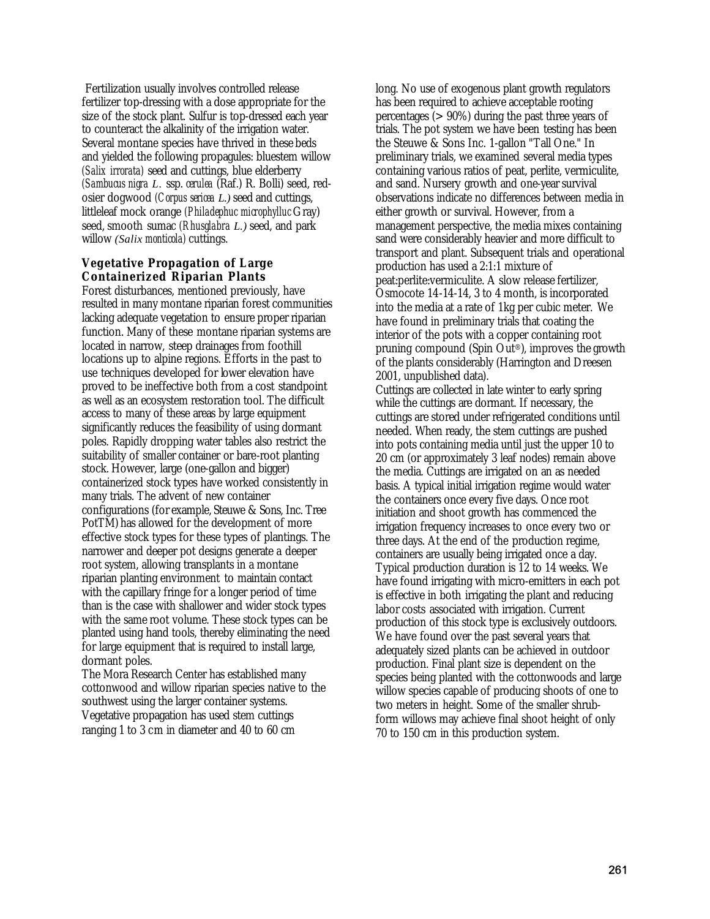Fertilization usually involves controlled release fertilizer top-dressing with a dose appropriate for the size of the stock plant. Sulfur is top-dressed each year to counteract the alkalinity of the irrigation water. Several montane species have thrived in these beds and yielded the following propagules: bluestem willow *(Salix irrorata)* seed and cuttings, blue elderberry *(Sambucus nigra L.* ssp. *cerulea* (Raf.) R. Bolli) seed, red-osier dogwood *(Corpus sericea L.)* seed and cuttings, littleleaf mock orange *(Philadephuc microphylluc* Gray) seed, smooth sumac *(Rhusglabra L.)* seed, and park willow *(Salix monticola)* cuttings.

### Vegetative Propagation of Large Containerized Riparian Plants

Forest disturbances, mentioned previously, have resulted in many montane riparian forest communities lacking adequate vegetation to ensure proper riparian function. Many of these montane riparian systems are located in narrow, steep drainages from foothill locations up to alpine regions. Efforts in the past to use techniques developed for lower elevation have proved to be ineffective both from a cost standpoint as well as an ecosystem restoration tool. The difficult access to many of these areas by large equipment significantly reduces the feasibility of using dormant poles. Rapidly dropping water tables also restrict the suitability of smaller container or bare-root planting stock. However, large (one-gallon and bigger) containerized stock types have worked consistently in many trials. The advent of new container configurations (for example, Steuwe & Sons, Inc. Tree PotTM) has allowed for the development of more effective stock types for these types of plantings. The narrower and deeper pot designs generate a deeper root system, allowing transplants in a montane riparian planting environment to maintain contact with the capillary fringe for a longer period of time than is the case with shallower and wider stock types with the same root volume. These stock types can be planted using hand tools, thereby eliminating the need for large equipment that is required to install large, dormant poles.

The Mora Research Center has established many cottonwood and willow riparian species native to the southwest using the larger container systems. Vegetative propagation has used stem cuttings ranging 1 to 3 cm in diameter and 40 to 60 cm long. No use of exogenous plant growth regulators has been required to achieve acceptable rooting percentages (> 90%) during the past three years of trials. The pot system we have been testing has been the Steuwe & Sons Inc. 1-gallon "Tall One." In preliminary trials, we examined several media types containing various ratios of peat, perlite, vermiculite, and sand. Nursery growth and one-year survival observations indicate no differences between media in either growth or survival. However, from a management perspective, the media mixes containing sand were considerably heavier and more difficult to transport and plant. Subsequent trials and operational production has used a 2:1:1 mixture of peat:perlite:vermiculite. A slow release fertilizer, Osmocote 14-14-14, 3 to 4 month, is incorporated into the media at a rate of 1kg per cubic meter. We have found in preliminary trials that coating the interior of the pots with a copper containing root pruning compound (Spin Out®), improves the growth of the plants considerably (Harrington and Dreesen 2001, unpublished data).

Cuttings are collected in late winter to early spring while the cuttings are dormant. If necessary, the cuttings are stored under refrigerated conditions until needed. When ready, the stem cuttings are pushed into pots containing media until just the upper 10 to 20 cm (or approximately 3 leaf nodes) remain above the media. Cuttings are irrigated on an as needed basis. A typical initial irrigation regime would water the containers once every five days. Once root initiation and shoot growth has commenced the irrigation frequency increases to once every two or three days. At the end of the production regime, containers are usually being irrigated once a day. Typical production duration is 12 to 14 weeks. We have found irrigating with micro-emitters in each pot is effective in both irrigating the plant and reducing labor costs associated with irrigation. Current production of this stock type is exclusively outdoors. We have found over the past several years that adequately sized plants can be achieved in outdoor production. Final plant size is dependent on the species being planted with the cottonwoods and large willow species capable of producing shoots of one to two meters in height. Some of the smaller shrub-form willows may achieve final shoot height of only 70 to 150 cm in this production system.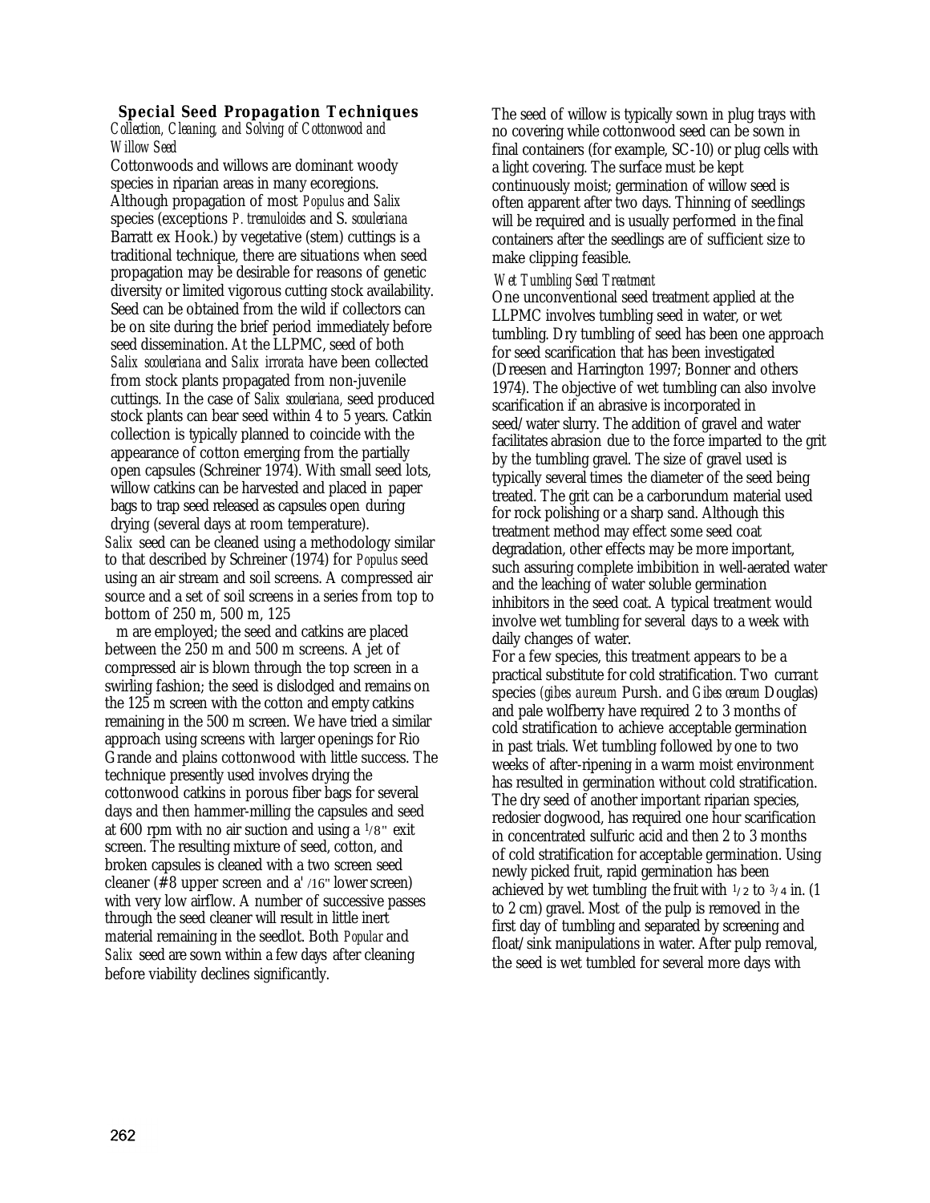## Special Seed Propagation Techniques

*Collection, Cleaning, and Solving of Cottonwood and Willow Seed*

Cottonwoods and willows are dominant woody species in riparian areas in many ecoregions. Although propagation of most *Populus* and *Salix* species (exceptions *P. tremuloides* and S. *scouleriana* Barratt ex Hook.) by vegetative (stem) cuttings is a traditional technique, there are situations when seed propagation may be desirable for reasons of genetic diversity or limited vigorous cutting stock availability. Seed can be obtained from the wild if collectors can be on site during the brief period immediately before seed dissemination. At the LLPMC, seed of both *Salix scouleriana* and *Salix irrorata* have been collected from stock plants propagated from non-juvenile cuttings. In the case of *Salix scouleriana,* seed produced stock plants can bear seed within 4 to 5 years. Catkin collection is typically planned to coincide with the appearance of cotton emerging from the partially open capsules (Schreiner 1974). With small seed lots, willow catkins can be harvested and placed in paper bags to trap seed released as capsules open during drying (several days at room temperature).

*Salix* seed can be cleaned using a methodology similar to that described by Schreiner (1974) for *Populus* seed using an air stream and soil screens. A compressed air source and a set of soil screens in a series from top to bottom of 250 m, 500 m, 125 m are employed; the seed and catkins are placed between the 250 m and 500 m screens. A jet of compressed air is blown through the top screen in a swirling fashion; the seed is dislodged and remains on the 125 m screen with the cotton and empty catkins remaining in the 500 m screen. We have tried a similar approach using screens with larger openings for Rio Grande and plains cottonwood with little success. The technique presently used involves drying the cottonwood catkins in porous fiber bags for several days and then hammer-milling the capsules and seed at 600 rpm with no air suction and using a 1/8" exit screen. The resulting mixture of seed, cotton, and broken capsules is cleaned with a two screen seed cleaner (#8 upper screen and a' /16" lower screen) with very low airflow. A number of successive passes through the seed cleaner will result in little inert material remaining in the seedlot. Both *Popular* and *Salix* seed are sown within a few days after cleaning before viability declines significantly.

The seed of willow is typically sown in plug trays with no covering while cottonwood seed can be sown in final containers (for example, SC-10) or plug cells with a light covering. The surface must be kept continuously moist; germination of willow seed is often apparent after two days. Thinning of seedlings will be required and is usually performed in the final containers after the seedlings are of sufficient size to make clipping feasible.

*Wet Tumbling Seed Treatment*

One unconventional seed treatment applied at the LLPMC involves tumbling seed in water, or wet tumbling. Dry tumbling of seed has been one approach for seed scarification that has been investigated (Dreesen and Harrington 1997; Bonner and others 1974). The objective of wet tumbling can also involve scarification if an abrasive is incorporated in seed/water slurry. The addition of gravel and water facilitates abrasion due to the force imparted to the grit by the tumbling gravel. The size of gravel used is typically several times the diameter of the seed being treated. The grit can be a carborundum material used for rock polishing or a sharp sand. Although this treatment method may effect some seed coat degradation, other effects may be more important, such assuring complete imbibition in well-aerated water and the leaching of water soluble germination inhibitors in the seed coat. A typical treatment would involve wet tumbling for several days to a week with daily changes of water.

For a few species, this treatment appears to be a practical substitute for cold stratification. Two currant species (*gibes aureum* Pursh. and *Gibes cereum* Douglas) and pale wolfberry have required 2 to 3 months of cold stratification to achieve acceptable germination in past trials. Wet tumbling followed by one to two weeks of after-ripening in a warm moist environment has resulted in germination without cold stratification. The dry seed of another important riparian species, redosier dogwood, has required one hour scarification in concentrated sulfuric acid and then 2 to 3 months of cold stratification for acceptable germination. Using newly picked fruit, rapid germination has been achieved by wet tumbling the fruit with 1/2 to 3/4 in. (1 to 2 cm) gravel. Most of the pulp is removed in the first day of tumbling and separated by screening and float/sink manipulations in water. After pulp removal, the seed is wet tumbled for several more days with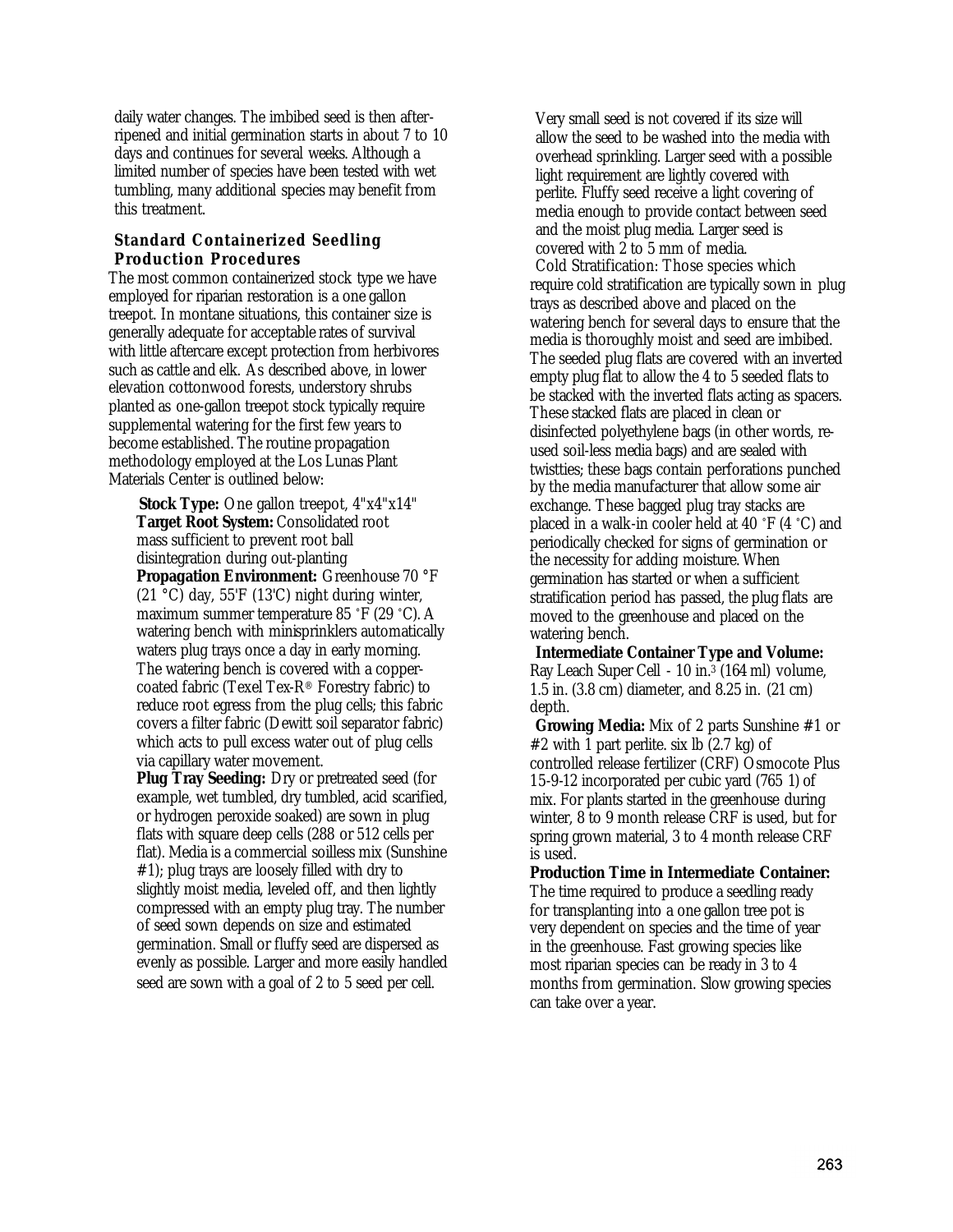daily water changes. The imbibed seed is then after-ripened and initial germination starts in about 7 to 10 days and continues for several weeks. Although a limited number of species have been tested with wet tumbling, many additional species may benefit from this treatment.

### Standard Containerized Seedling Production Procedures

The most common containerized stock type we have employed for riparian restoration is a one gallon treepot. In montane situations, this container size is generally adequate for acceptable rates of survival with little aftercare except protection from herbivores such as cattle and elk. As described above, in lower elevation cottonwood forests, understory shrubs planted as one-gallon treepot stock typically require supplemental watering for the first few years to become established. The routine propagation methodology employed at the Los Lunas Plant Materials Center is outlined below:

**Stock Type:** One gallon treepot, 4"x4"x14"
**Target Root System:** Consolidated root mass sufficient to prevent root ball disintegration during out-planting
**Propagation Environment:** Greenhouse 70 °F (21 °C) day, 55'F (13'C) night during winter, maximum summer temperature 85 °F (29 °C). A watering bench with minisprinklers automatically waters plug trays once a day in early morning. The watering bench is covered with a copper-coated fabric (Texel Tex-R® Forestry fabric) to reduce root egress from the plug cells; this fabric covers a filter fabric (Dewitt soil separator fabric) which acts to pull excess water out of plug cells via capillary water movement.
**Plug Tray Seeding:** Dry or pretreated seed (for example, wet tumbled, dry tumbled, acid scarified, or hydrogen peroxide soaked) are sown in plug flats with square deep cells (288 or 512 cells per flat). Media is a commercial soilless mix (Sunshine #1); plug trays are loosely filled with dry to slightly moist media, leveled off, and then lightly compressed with an empty plug tray. The number of seed sown depends on size and estimated germination. Small or fluffy seed are dispersed as evenly as possible. Larger and more easily handled seed are sown with a goal of 2 to 5 seed per cell.

Very small seed is not covered if its size will allow the seed to be washed into the media with overhead sprinkling. Larger seed with a possible light requirement are lightly covered with perlite. Fluffy seed receive a light covering of media enough to provide contact between seed and the moist plug media. Larger seed is covered with 2 to 5 mm of media.

Cold Stratification: Those species which require cold stratification are typically sown in plug trays as described above and placed on the watering bench for several days to ensure that the media is thoroughly moist and seed are imbibed. The seeded plug flats are covered with an inverted empty plug flat to allow the 4 to 5 seeded flats to be stacked with the inverted flats acting as spacers. These stacked flats are placed in clean or disinfected polyethylene bags (in other words, re-used soil-less media bags) and are sealed with twistties; these bags contain perforations punched by the media manufacturer that allow some air exchange. These bagged plug tray stacks are placed in a walk-in cooler held at 40 °F (4 °C) and periodically checked for signs of germination or the necessity for adding moisture. When germination has started or when a sufficient stratification period has passed, the plug flats are moved to the greenhouse and placed on the watering bench.

**Intermediate Container Type and Volume:** Ray Leach Super Cell - 10 in.$^3$ (164 ml) volume, 1.5 in. (3.8 cm) diameter, and 8.25 in. (21 cm) depth.

**Growing Media:** Mix of 2 parts Sunshine #1 or #2 with 1 part perlite. six lb (2.7 kg) of controlled release fertilizer (CRF) Osmocote Plus 15-9-12 incorporated per cubic yard (765 1) of mix. For plants started in the greenhouse during winter, 8 to 9 month release CRF is used, but for spring grown material, 3 to 4 month release CRF is used.

**Production Time in Intermediate Container:** The time required to produce a seedling ready for transplanting into a one gallon tree pot is very dependent on species and the time of year in the greenhouse. Fast growing species like most riparian species can be ready in 3 to 4 months from germination. Slow growing species can take over a year.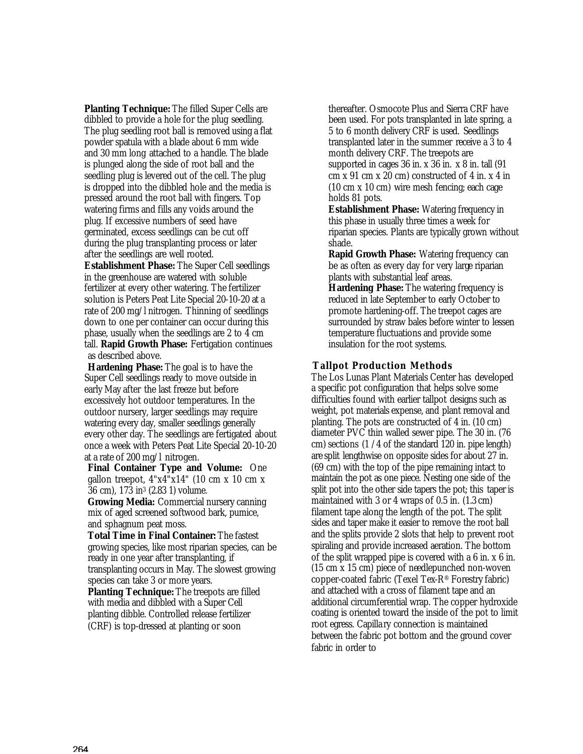**Planting Technique:** The filled Super Cells are dibbled to provide a hole for the plug seedling. The plug seedling root ball is removed using a flat powder spatula with a blade about 6 mm wide and 30 mm long attached to a handle. The blade is plunged along the side of root ball and the seedling plug is levered out of the cell. The plug is dropped into the dibbled hole and the media is pressed around the root ball with fingers. Top watering firms and fills any voids around the plug. If excessive numbers of seed have germinated, excess seedlings can be cut off during the plug transplanting process or later after the seedlings are well rooted.

**Establishment Phase:** The Super Cell seedlings in the greenhouse are watered with soluble fertilizer at every other watering. The fertilizer solution is Peters Peat Lite Special 20-10-20 at a rate of 200 mg/l nitrogen. Thinning of seedlings down to one per container can occur during this phase, usually when the seedlings are 2 to 4 cm tall. **Rapid Growth Phase:** Fertigation continues as described above.

**Hardening Phase:** The goal is to have the Super Cell seedlings ready to move outside in early May after the last freeze but before excessively hot outdoor temperatures. In the outdoor nursery, larger seedlings may require watering every day, smaller seedlings generally every other day. The seedlings are fertigated about once a week with Peters Peat Lite Special 20-10-20 at a rate of 200 mg/l nitrogen.

**Final Container Type and Volume:** One gallon treepot, 4"x4"x14" (10 cm x 10 cm x 36 cm), 173 in$^3$ (2.83 l) volume.

**Growing Media:** Commercial nursery canning mix of aged screened softwood bark, pumice, and sphagnum peat moss.

**Total Time in Final Container:** The fastest growing species, like most riparian species, can be ready in one year after transplanting, if transplanting occurs in May. The slowest growing species can take 3 or more years.

**Planting Technique:** The treepots are filled with media and dibbled with a Super Cell planting dibble. Controlled release fertilizer (CRF) is top-dressed at planting or soon thereafter. Osmocote Plus and Sierra CRF have been used. For pots transplanted in late spring, a 5 to 6 month delivery CRF is used. Seedlings transplanted later in the summer receive a 3 to 4 month delivery CRF. The treepots are supported in cages 36 in. x 36 in. x 8 in. tall (91 cm x 91 cm x 20 cm) constructed of 4 in. x 4 in (10 cm x 10 cm) wire mesh fencing; each cage holds 81 pots.

**Establishment Phase:** Watering frequency in this phase in usually three times a week for riparian species. Plants are typically grown without shade.

**Rapid Growth Phase:** Watering frequency can be as often as every day for very large riparian plants with substantial leaf areas.

**Hardening Phase:** The watering frequency is reduced in late September to early October to promote hardening-off. The treepot cages are surrounded by straw bales before winter to lessen temperature fluctuations and provide some insulation for the root systems.

## Tallpot Production Methods

The Los Lunas Plant Materials Center has developed a specific pot configuration that helps solve some difficulties found with earlier tallpot designs such as weight, pot materials expense, and plant removal and planting. The pots are constructed of 4 in. (10 cm) diameter PVC thin walled sewer pipe. The 30 in. (76 cm) sections (1/4 of the standard 120 in. pipe length) are split lengthwise on opposite sides for about 27 in. (69 cm) with the top of the pipe remaining intact to maintain the pot as one piece. Nesting one side of the split pot into the other side tapers the pot; this taper is maintained with 3 or 4 wraps of 0.5 in. (1.3 cm) filament tape along the length of the pot. The split sides and taper make it easier to remove the root ball and the splits provide 2 slots that help to prevent root spiraling and provide increased aeration. The bottom of the split wrapped pipe is covered with a 6 in. x 6 in. (15 cm x 15 cm) piece of needlepunched non-woven copper-coated fabric (Texel Tex-R® Forestry fabric) and attached with a cross of filament tape and an additional circumferential wrap. The copper hydroxide coating is oriented toward the inside of the pot to limit root egress. Capillary connection is maintained between the fabric pot bottom and the ground cover fabric in order to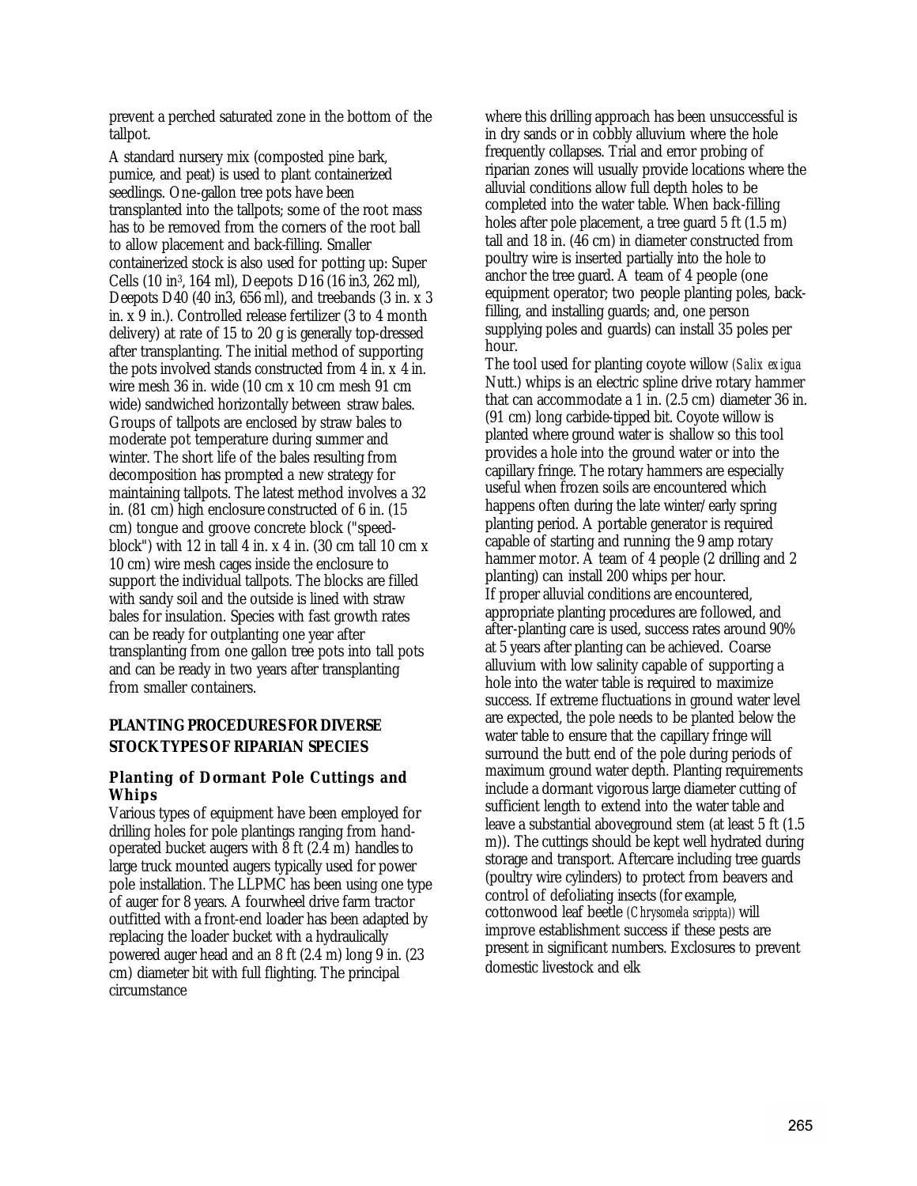prevent a perched saturated zone in the bottom of the tallpot.

A standard nursery mix (composted pine bark, pumice, and peat) is used to plant containerized seedlings. One-gallon tree pots have been transplanted into the tallpots; some of the root mass has to be removed from the corners of the root ball to allow placement and back-filling. Smaller containerized stock is also used for potting up: Super Cells (10 $in^3$, 164 ml), Deepots D16 (16 in3, 262 ml), Deepots D40 (40 in3, 656 ml), and treebands (3 in. x 3 in. x 9 in.). Controlled release fertilizer (3 to 4 month delivery) at rate of 15 to 20 g is generally top-dressed after transplanting. The initial method of supporting the pots involved stands constructed from 4 in. x 4 in. wire mesh 36 in. wide (10 cm x 10 cm mesh 91 cm wide) sandwiched horizontally between straw bales. Groups of tallpots are enclosed by straw bales to moderate pot temperature during summer and winter. The short life of the bales resulting from decomposition has prompted a new strategy for maintaining tallpots. The latest method involves a 32 in. (81 cm) high enclosure constructed of 6 in. (15 cm) tongue and groove concrete block ("speed-block") with 12 in tall 4 in. x 4 in. (30 cm tall 10 cm x 10 cm) wire mesh cages inside the enclosure to support the individual tallpots. The blocks are filled with sandy soil and the outside is lined with straw bales for insulation. Species with fast growth rates can be ready for outplanting one year after transplanting from one gallon tree pots into tall pots and can be ready in two years after transplanting from smaller containers.

## PLANTING PROCEDURES FOR DIVERSE STOCK TYPES OF RIPARIAN SPECIES

### Planting of Dormant Pole Cuttings and Whips

Various types of equipment have been employed for drilling holes for pole plantings ranging from hand-operated bucket augers with 8 ft (2.4 m) handles to large truck mounted augers typically used for power pole installation. The LLPMC has been using one type of auger for 8 years. A fourwheel drive farm tractor outfitted with a front-end loader has been adapted by replacing the loader bucket with a hydraulically powered auger head and an 8 ft (2.4 m) long 9 in. (23 cm) diameter bit with full flighting. The principal circumstance where this drilling approach has been unsuccessful is in dry sands or in cobbly alluvium where the hole frequently collapses. Trial and error probing of riparian zones will usually provide locations where the alluvial conditions allow full depth holes to be completed into the water table. When back-filling holes after pole placement, a tree guard 5 ft (1.5 m) tall and 18 in. (46 cm) in diameter constructed from poultry wire is inserted partially into the hole to anchor the tree guard. A team of 4 people (one equipment operator; two people planting poles, back-filling, and installing guards; and, one person supplying poles and guards) can install 35 poles per hour.

The tool used for planting coyote willow (*Salix exigua* Nutt.) whips is an electric spline drive rotary hammer that can accommodate a 1 in. (2.5 cm) diameter 36 in. (91 cm) long carbide-tipped bit. Coyote willow is planted where ground water is shallow so this tool provides a hole into the ground water or into the capillary fringe. The rotary hammers are especially useful when frozen soils are encountered which happens often during the late winter/early spring planting period. A portable generator is required capable of starting and running the 9 amp rotary hammer motor. A team of 4 people (2 drilling and 2 planting) can install 200 whips per hour.

If proper alluvial conditions are encountered, appropriate planting procedures are followed, and after-planting care is used, success rates around 90% at 5 years after planting can be achieved. Coarse alluvium with low salinity capable of supporting a hole into the water table is required to maximize success. If extreme fluctuations in ground water level are expected, the pole needs to be planted below the water table to ensure that the capillary fringe will surround the butt end of the pole during periods of maximum ground water depth. Planting requirements include a dormant vigorous large diameter cutting of sufficient length to extend into the water table and leave a substantial aboveground stem (at least 5 ft (1.5 m)). The cuttings should be kept well hydrated during storage and transport. Aftercare including tree guards (poultry wire cylinders) to protect from beavers and control of defoliating insects (for example, cottonwood leaf beetle (*Chrysomela scrippta*)) will improve establishment success if these pests are present in significant numbers. Exclosures to prevent domestic livestock and elk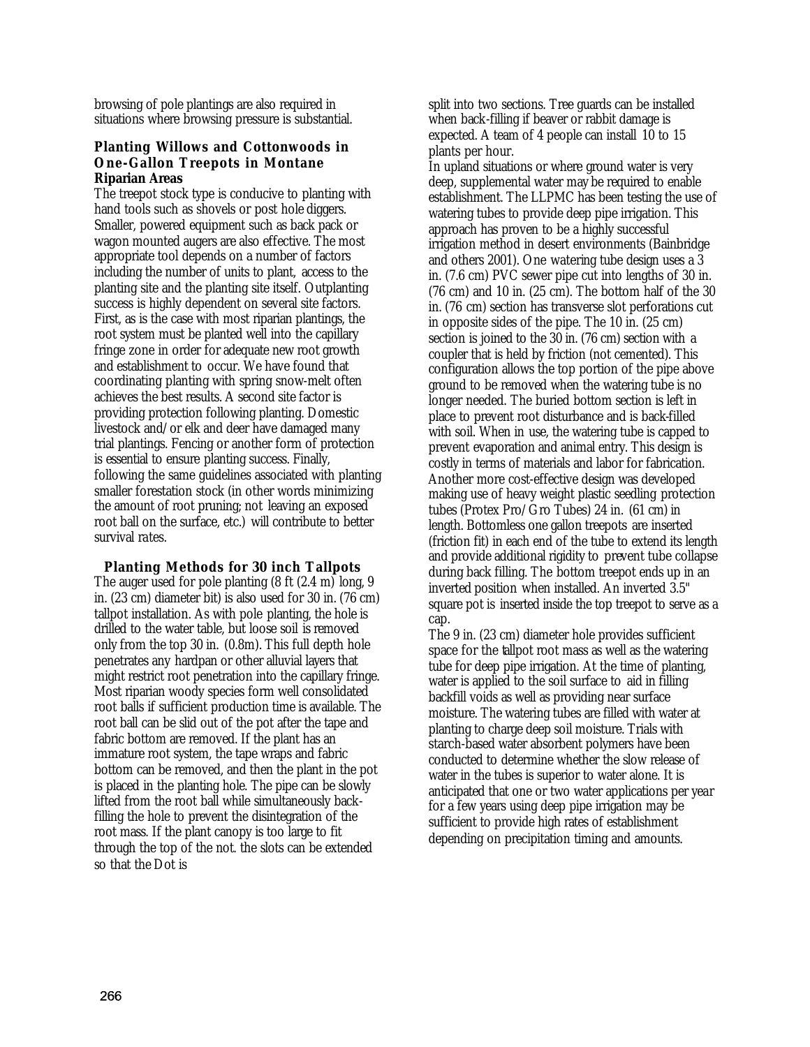browsing of pole plantings are also required in situations where browsing pressure is substantial.

### Planting Willows and Cottonwoods in One-Gallon Treepots in Montane Riparian Areas

The treepot stock type is conducive to planting with hand tools such as shovels or post hole diggers. Smaller, powered equipment such as back pack or wagon mounted augers are also effective. The most appropriate tool depends on a number of factors including the number of units to plant, access to the planting site and the planting site itself. Outplanting success is highly dependent on several site factors. First, as is the case with most riparian plantings, the root system must be planted well into the capillary fringe zone in order for adequate new root growth and establishment to occur. We have found that coordinating planting with spring snow-melt often achieves the best results. A second site factor is providing protection following planting. Domestic livestock and/or elk and deer have damaged many trial plantings. Fencing or another form of protection is essential to ensure planting success. Finally, following the same guidelines associated with planting smaller forestation stock (in other words minimizing the amount of root pruning; not leaving an exposed root ball on the surface, etc.) will contribute to better survival rates.

### Planting Methods for 30 inch Tallpots

The auger used for pole planting (8 ft (2.4 m) long, 9 in. (23 cm) diameter bit) is also used for 30 in. (76 cm) tallpot installation. As with pole planting, the hole is drilled to the water table, but loose soil is removed only from the top 30 in. (0.8m). This full depth hole penetrates any hardpan or other alluvial layers that might restrict root penetration into the capillary fringe. Most riparian woody species form well consolidated root balls if sufficient production time is available. The root ball can be slid out of the pot after the tape and fabric bottom are removed. If the plant has an immature root system, the tape wraps and fabric bottom can be removed, and then the plant in the pot is placed in the planting hole. The pipe can be slowly lifted from the root ball while simultaneously back-filling the hole to prevent the disintegration of the root mass. If the plant canopy is too large to fit through the top of the not. the slots can be extended so that the Dot is split into two sections. Tree guards can be installed when back-filling if beaver or rabbit damage is expected. A team of 4 people can install 10 to 15 plants per hour.

In upland situations or where ground water is very deep, supplemental water may be required to enable establishment. The LLPMC has been testing the use of watering tubes to provide deep pipe irrigation. This approach has proven to be a highly successful irrigation method in desert environments (Bainbridge and others 2001). One watering tube design uses a 3 in. (7.6 cm) PVC sewer pipe cut into lengths of 30 in. (76 cm) and 10 in. (25 cm). The bottom half of the 30 in. (76 cm) section has transverse slot perforations cut in opposite sides of the pipe. The 10 in. (25 cm) section is joined to the 30 in. (76 cm) section with a coupler that is held by friction (not cemented). This configuration allows the top portion of the pipe above ground to be removed when the watering tube is no longer needed. The buried bottom section is left in place to prevent root disturbance and is back-filled with soil. When in use, the watering tube is capped to prevent evaporation and animal entry. This design is costly in terms of materials and labor for fabrication. Another more cost-effective design was developed making use of heavy weight plastic seedling protection tubes (Protex Pro/Gro Tubes) 24 in. (61 cm) in length. Bottomless one gallon treepots are inserted (friction fit) in each end of the tube to extend its length and provide additional rigidity to prevent tube collapse during back filling. The bottom treepot ends up in an inverted position when installed. An inverted 3.5" square pot is inserted inside the top treepot to serve as a cap.

The 9 in. (23 cm) diameter hole provides sufficient space for the tallpot root mass as well as the watering tube for deep pipe irrigation. At the time of planting, water is applied to the soil surface to aid in filling backfill voids as well as providing near surface moisture. The watering tubes are filled with water at planting to charge deep soil moisture. Trials with starch-based water absorbent polymers have been conducted to determine whether the slow release of water in the tubes is superior to water alone. It is anticipated that one or two water applications per year for a few years using deep pipe irrigation may be sufficient to provide high rates of establishment depending on precipitation timing and amounts.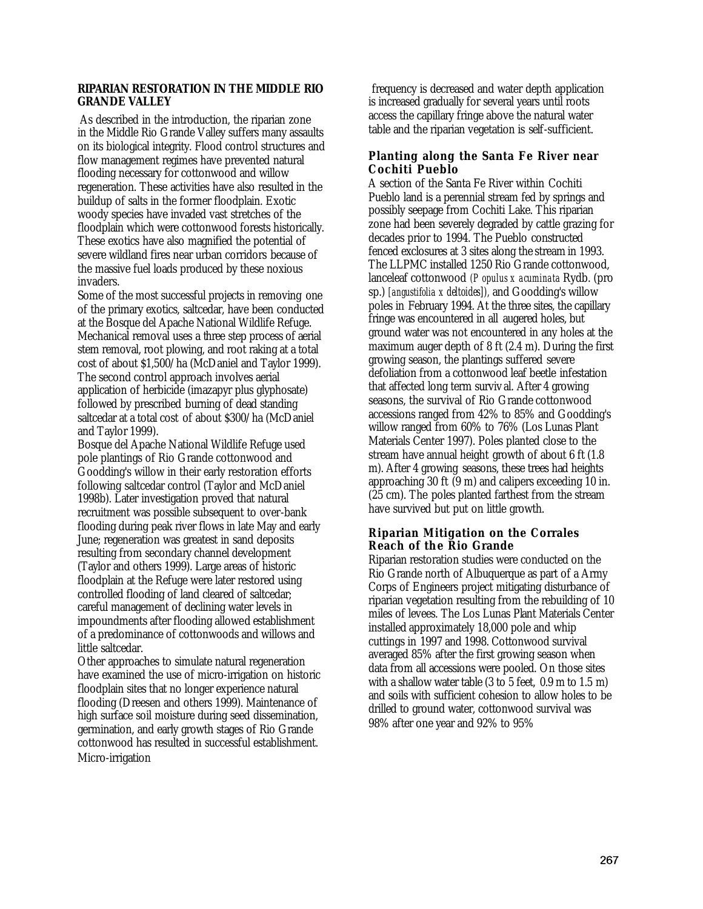## RIPARIAN RESTORATION IN THE MIDDLE RIO GRANDE VALLEY

As described in the introduction, the riparian zone in the Middle Rio Grande Valley suffers many assaults on its biological integrity. Flood control structures and flow management regimes have prevented natural flooding necessary for cottonwood and willow regeneration. These activities have also resulted in the buildup of salts in the former floodplain. Exotic woody species have invaded vast stretches of the floodplain which were cottonwood forests historically. These exotics have also magnified the potential of severe wildland fires near urban corridors because of the massive fuel loads produced by these noxious invaders.

Some of the most successful projects in removing one of the primary exotics, saltcedar, have been conducted at the Bosque del Apache National Wildlife Refuge. Mechanical removal uses a three step process of aerial stem removal, root plowing, and root raking at a total cost of about $1,500/ha (McDaniel and Taylor 1999). The second control approach involves aerial application of herbicide (imazapyr plus glyphosate) followed by prescribed burning of dead standing saltcedar at a total cost of about $300/ha (McDaniel and Taylor 1999).

Bosque del Apache National Wildlife Refuge used pole plantings of Rio Grande cottonwood and Goodding's willow in their early restoration efforts following saltcedar control (Taylor and McDaniel 1998b). Later investigation proved that natural recruitment was possible subsequent to over-bank flooding during peak river flows in late May and early June; regeneration was greatest in sand deposits resulting from secondary channel development (Taylor and others 1999). Large areas of historic floodplain at the Refuge were later restored using controlled flooding of land cleared of saltcedar; careful management of declining water levels in impoundments after flooding allowed establishment of a predominance of cottonwoods and willows and little saltcedar.

Other approaches to simulate natural regeneration have examined the use of micro-irrigation on historic floodplain sites that no longer experience natural flooding (Dreesen and others 1999). Maintenance of high surface soil moisture during seed dissemination, germination, and early growth stages of Rio Grande cottonwood has resulted in successful establishment. Micro-irrigation frequency is decreased and water depth application is increased gradually for several years until roots access the capillary fringe above the natural water table and the riparian vegetation is self-sufficient.

### Planting along the Santa Fe River near Cochiti Pueblo

A section of the Santa Fe River within Cochiti Pueblo land is a perennial stream fed by springs and possibly seepage from Cochiti Lake. This riparian zone had been severely degraded by cattle grazing for decades prior to 1994. The Pueblo constructed fenced exclosures at 3 sites along the stream in 1993. The LLPMC installed 1250 Rio Grande cottonwood, lanceleaf cottonwood (*Populus x acuminata* Rydb. (pro sp.) [*angustifolia x deltoides*]), and Goodding's willow poles in February 1994. At the three sites, the capillary fringe was encountered in all augered holes, but ground water was not encountered in any holes at the maximum auger depth of 8 ft (2.4 m). During the first growing season, the plantings suffered severe defoliation from a cottonwood leaf beetle infestation that affected long term survival. After 4 growing seasons, the survival of Rio Grande cottonwood accessions ranged from 42% to 85% and Goodding's willow ranged from 60% to 76% (Los Lunas Plant Materials Center 1997). Poles planted close to the stream have annual height growth of about 6 ft (1.8 m). After 4 growing seasons, these trees had heights approaching 30 ft (9 m) and calipers exceeding 10 in. (25 cm). The poles planted farthest from the stream have survived but put on little growth.

### Riparian Mitigation on the Corrales Reach of the Rio Grande

Riparian restoration studies were conducted on the Rio Grande north of Albuquerque as part of a Army Corps of Engineers project mitigating disturbance of riparian vegetation resulting from the rebuilding of 10 miles of levees. The Los Lunas Plant Materials Center installed approximately 18,000 pole and whip cuttings in 1997 and 1998. Cottonwood survival averaged 85% after the first growing season when data from all accessions were pooled. On those sites with a shallow water table (3 to 5 feet, 0.9 m to 1.5 m) and soils with sufficient cohesion to allow holes to be drilled to ground water, cottonwood survival was 98% after one year and 92% to 95%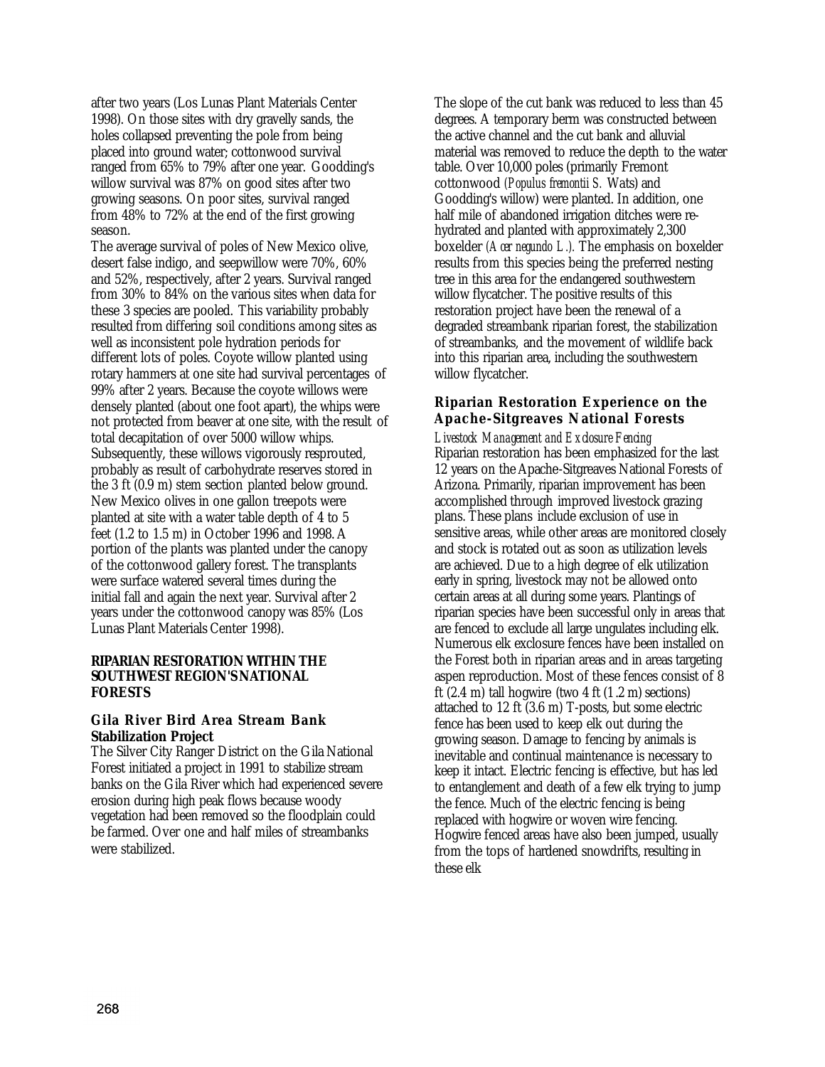after two years (Los Lunas Plant Materials Center 1998). On those sites with dry gravelly sands, the holes collapsed preventing the pole from being placed into ground water; cottonwood survival ranged from 65% to 79% after one year. Goodding's willow survival was 87% on good sites after two growing seasons. On poor sites, survival ranged from 48% to 72% at the end of the first growing season.

The average survival of poles of New Mexico olive, desert false indigo, and seepwillow were 70%, 60% and 52%, respectively, after 2 years. Survival ranged from 30% to 84% on the various sites when data for these 3 species are pooled. This variability probably resulted from differing soil conditions among sites as well as inconsistent pole hydration periods for different lots of poles. Coyote willow planted using rotary hammers at one site had survival percentages of 99% after 2 years. Because the coyote willows were densely planted (about one foot apart), the whips were not protected from beaver at one site, with the result of total decapitation of over 5000 willow whips. Subsequently, these willows vigorously resprouted, probably as result of carbohydrate reserves stored in the 3 ft (0.9 m) stem section planted below ground. New Mexico olives in one gallon treepots were planted at site with a water table depth of 4 to 5 feet (1.2 to 1.5 m) in October 1996 and 1998. A portion of the plants was planted under the canopy of the cottonwood gallery forest. The transplants were surface watered several times during the initial fall and again the next year. Survival after 2 years under the cottonwood canopy was 85% (Los Lunas Plant Materials Center 1998).

## RIPARIAN RESTORATION WITHIN THE SOUTHWEST REGION'S NATIONAL FORESTS

### Gila River Bird Area Stream Bank Stabilization Project

The Silver City Ranger District on the Gila National Forest initiated a project in 1991 to stabilize stream banks on the Gila River which had experienced severe erosion during high peak flows because woody vegetation had been removed so the floodplain could be farmed. Over one and half miles of streambanks were stabilized.

The slope of the cut bank was reduced to less than 45 degrees. A temporary berm was constructed between the active channel and the cut bank and alluvial material was removed to reduce the depth to the water table. Over 10,000 poles (primarily Fremont cottonwood (*Populus fremontii S.* Wats) and Goodding's willow) were planted. In addition, one half mile of abandoned irrigation ditches were re-hydrated and planted with approximately 2,300 boxelder (*Acer negundo L.*). The emphasis on boxelder results from this species being the preferred nesting tree in this area for the endangered southwestern willow flycatcher. The positive results of this restoration project have been the renewal of a degraded streambank riparian forest, the stabilization of streambanks, and the movement of wildlife back into this riparian area, including the southwestern willow flycatcher.

### Riparian Restoration Experience on the Apache-Sitgreaves National Forests

*Livestock Management and Exclosure Fencing*

Riparian restoration has been emphasized for the last 12 years on the Apache-Sitgreaves National Forests of Arizona. Primarily, riparian improvement has been accomplished through improved livestock grazing plans. These plans include exclusion of use in sensitive areas, while other areas are monitored closely and stock is rotated out as soon as utilization levels are achieved. Due to a high degree of elk utilization early in spring, livestock may not be allowed onto certain areas at all during some years. Plantings of riparian species have been successful only in areas that are fenced to exclude all large ungulates including elk. Numerous elk exclosure fences have been installed on the Forest both in riparian areas and in areas targeting aspen reproduction. Most of these fences consist of 8 ft (2.4 m) tall hogwire (two 4 ft (1.2 m) sections) attached to 12 ft (3.6 m) T-posts, but some electric fence has been used to keep elk out during the growing season. Damage to fencing by animals is inevitable and continual maintenance is necessary to keep it intact. Electric fencing is effective, but has led to entanglement and death of a few elk trying to jump the fence. Much of the electric fencing is being replaced with hogwire or woven wire fencing. Hogwire fenced areas have also been jumped, usually from the tops of hardened snowdrifts, resulting in these elk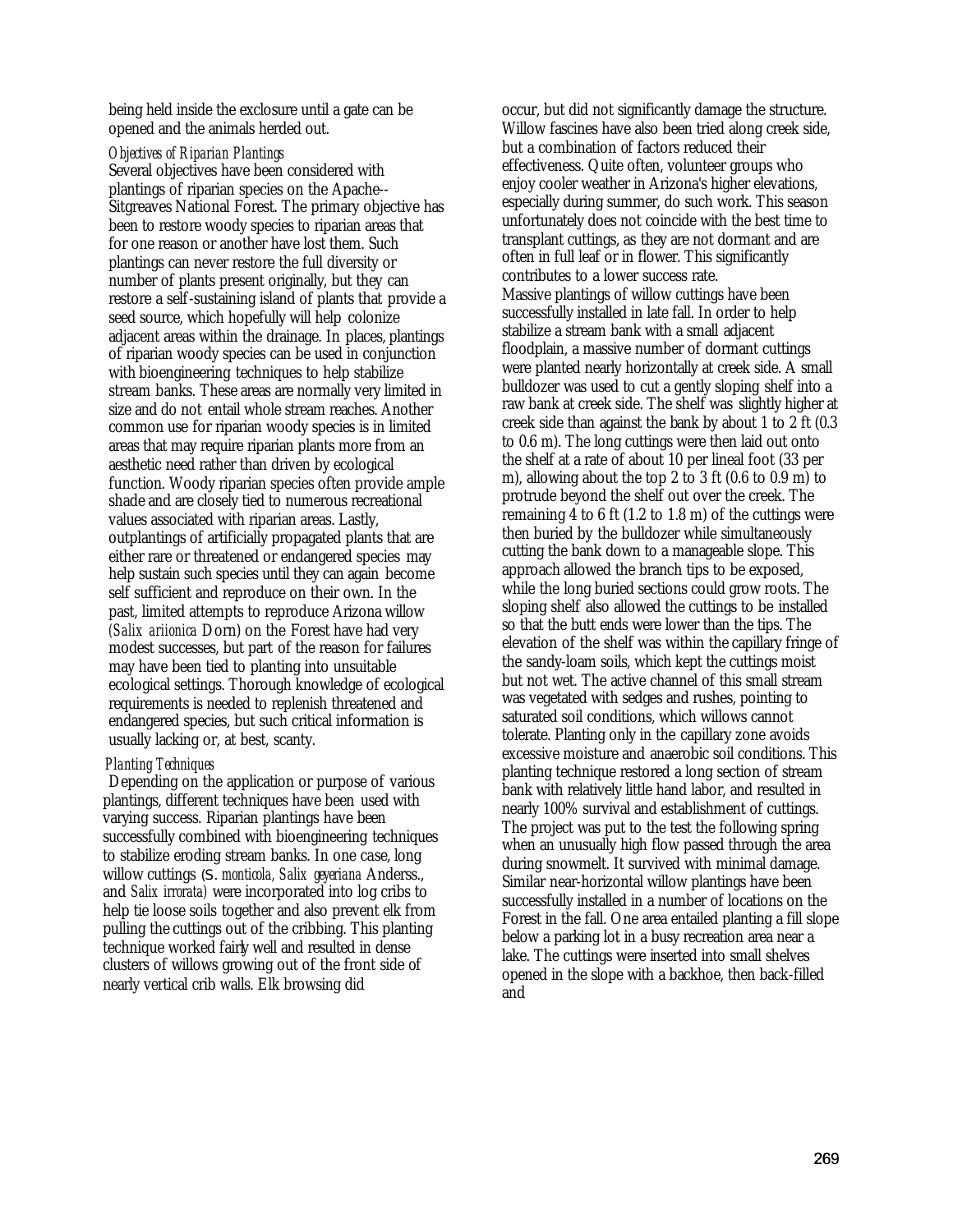being held inside the exclosure until a gate can be opened and the animals herded out.

### *Objectives of Riparian Plantings*

Several objectives have been considered with plantings of riparian species on the Apache--Sitgreaves National Forest. The primary objective has been to restore woody species to riparian areas that for one reason or another have lost them. Such plantings can never restore the full diversity or number of plants present originally, but they can restore a self-sustaining island of plants that provide a seed source, which hopefully will help colonize adjacent areas within the drainage. In places, plantings of riparian woody species can be used in conjunction with bioengineering techniques to help stabilize stream banks. These areas are normally very limited in size and do not entail whole stream reaches. Another common use for riparian woody species is in limited areas that may require riparian plants more from an aesthetic need rather than driven by ecological function. Woody riparian species often provide ample shade and are closely tied to numerous recreational values associated with riparian areas. Lastly, outplantings of artificially propagated plants that are either rare or threatened or endangered species may help sustain such species until they can again become self sufficient and reproduce on their own. In the past, limited attempts to reproduce Arizona willow (*Salix ariionica* Dorn) on the Forest have had very modest successes, but part of the reason for failures may have been tied to planting into unsuitable ecological settings. Thorough knowledge of ecological requirements is needed to replenish threatened and endangered species, but such critical information is usually lacking or, at best, scanty.

### *Planting Techniques*

Depending on the application or purpose of various plantings, different techniques have been used with varying success. Riparian plantings have been successfully combined with bioengineering techniques to stabilize eroding stream banks. In one case, long willow cuttings (*S. monticola, Salix geyeriana* Anderss., and *Salix irrorata*) were incorporated into log cribs to help tie loose soils together and also prevent elk from pulling the cuttings out of the cribbing. This planting technique worked fairly well and resulted in dense clusters of willows growing out of the front side of nearly vertical crib walls. Elk browsing did occur, but did not significantly damage the structure. Willow fascines have also been tried along creek side, but a combination of factors reduced their effectiveness. Quite often, volunteer groups who enjoy cooler weather in Arizona's higher elevations, especially during summer, do such work. This season unfortunately does not coincide with the best time to transplant cuttings, as they are not dormant and are often in full leaf or in flower. This significantly contributes to a lower success rate.

Massive plantings of willow cuttings have been successfully installed in late fall. In order to help stabilize a stream bank with a small adjacent floodplain, a massive number of dormant cuttings were planted nearly horizontally at creek side. A small bulldozer was used to cut a gently sloping shelf into a raw bank at creek side. The shelf was slightly higher at creek side than against the bank by about 1 to 2 ft (0.3 to 0.6 m). The long cuttings were then laid out onto the shelf at a rate of about 10 per lineal foot (33 per m), allowing about the top 2 to 3 ft (0.6 to 0.9 m) to protrude beyond the shelf out over the creek. The remaining 4 to 6 ft (1.2 to 1.8 m) of the cuttings were then buried by the bulldozer while simultaneously cutting the bank down to a manageable slope. This approach allowed the branch tips to be exposed, while the long buried sections could grow roots. The sloping shelf also allowed the cuttings to be installed so that the butt ends were lower than the tips. The elevation of the shelf was within the capillary fringe of the sandy-loam soils, which kept the cuttings moist but not wet. The active channel of this small stream was vegetated with sedges and rushes, pointing to saturated soil conditions, which willows cannot tolerate. Planting only in the capillary zone avoids excessive moisture and anaerobic soil conditions. This planting technique restored a long section of stream bank with relatively little hand labor, and resulted in nearly 100% survival and establishment of cuttings. The project was put to the test the following spring when an unusually high flow passed through the area during snowmelt. It survived with minimal damage. Similar near-horizontal willow plantings have been successfully installed in a number of locations on the Forest in the fall. One area entailed planting a fill slope below a parking lot in a busy recreation area near a lake. The cuttings were inserted into small shelves opened in the slope with a backhoe, then back-filled and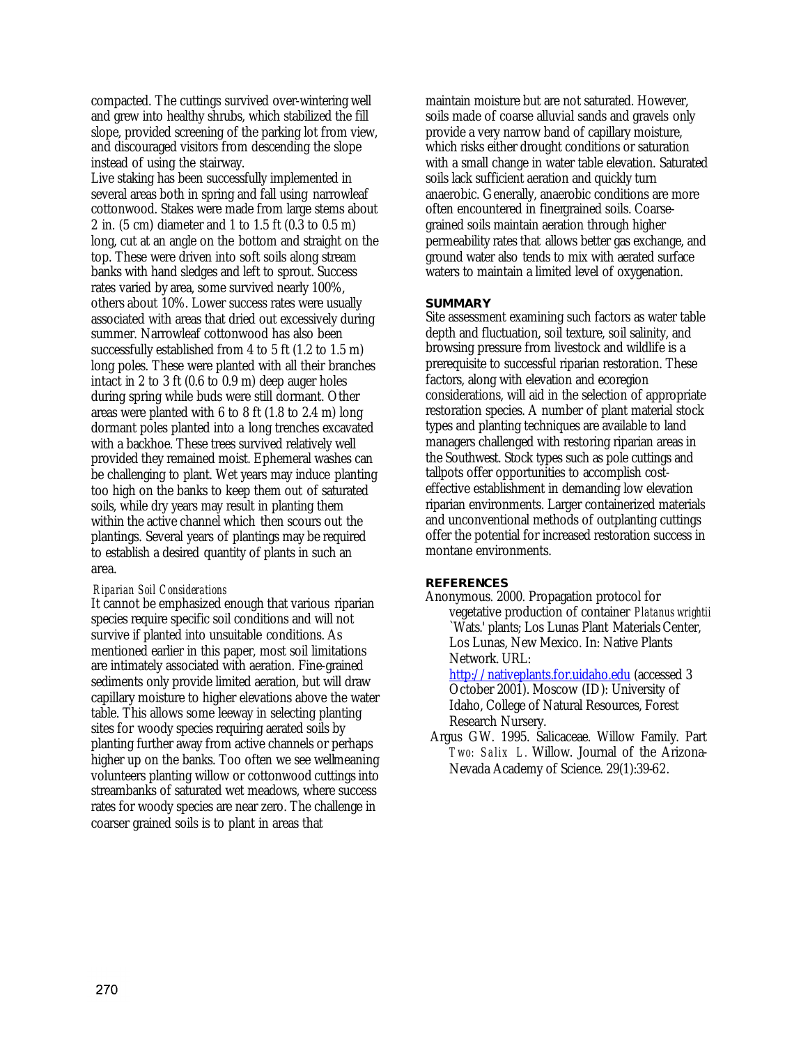compacted. The cuttings survived over-wintering well and grew into healthy shrubs, which stabilized the fill slope, provided screening of the parking lot from view, and discouraged visitors from descending the slope instead of using the stairway.

Live staking has been successfully implemented in several areas both in spring and fall using narrowleaf cottonwood. Stakes were made from large stems about 2 in. (5 cm) diameter and 1 to 1.5 ft (0.3 to 0.5 m) long, cut at an angle on the bottom and straight on the top. These were driven into soft soils along stream banks with hand sledges and left to sprout. Success rates varied by area, some survived nearly 100%, others about 10%. Lower success rates were usually associated with areas that dried out excessively during summer. Narrowleaf cottonwood has also been successfully established from 4 to 5 ft (1.2 to 1.5 m) long poles. These were planted with all their branches intact in 2 to 3 ft (0.6 to 0.9 m) deep auger holes during spring while buds were still dormant. Other areas were planted with 6 to 8 ft (1.8 to 2.4 m) long dormant poles planted into a long trenches excavated with a backhoe. These trees survived relatively well provided they remained moist. Ephemeral washes can be challenging to plant. Wet years may induce planting too high on the banks to keep them out of saturated soils, while dry years may result in planting them within the active channel which then scours out the plantings. Several years of plantings may be required to establish a desired quantity of plants in such an area.

*Riparian Soil Considerations*

It cannot be emphasized enough that various riparian species require specific soil conditions and will not survive if planted into unsuitable conditions. As mentioned earlier in this paper, most soil limitations are intimately associated with aeration. Fine-grained sediments only provide limited aeration, but will draw capillary moisture to higher elevations above the water table. This allows some leeway in selecting planting sites for woody species requiring aerated soils by planting further away from active channels or perhaps higher up on the banks. Too often we see wellmeaning volunteers planting willow or cottonwood cuttings into streambanks of saturated wet meadows, where success rates for woody species are near zero. The challenge in coarser grained soils is to plant in areas that maintain moisture but are not saturated. However, soils made of coarse alluvial sands and gravels only provide a very narrow band of capillary moisture, which risks either drought conditions or saturation with a small change in water table elevation. Saturated soils lack sufficient aeration and quickly turn anaerobic. Generally, anaerobic conditions are more often encountered in finergrained soils. Coarse-grained soils maintain aeration through higher permeability rates that allows better gas exchange, and ground water also tends to mix with aerated surface waters to maintain a limited level of oxygenation.

## SUMMARY

Site assessment examining such factors as water table depth and fluctuation, soil texture, soil salinity, and browsing pressure from livestock and wildlife is a prerequisite to successful riparian restoration. These factors, along with elevation and ecoregion considerations, will aid in the selection of appropriate restoration species. A number of plant material stock types and planting techniques are available to land managers challenged with restoring riparian areas in the Southwest. Stock types such as pole cuttings and tallpots offer opportunities to accomplish cost-effective establishment in demanding low elevation riparian environments. Larger containerized materials and unconventional methods of outplanting cuttings offer the potential for increased restoration success in montane environments.

## REFERENCES

Anonymous. 2000. Propagation protocol for vegetative production of container *Platanus wrightii* `Wats.' plants; Los Lunas Plant Materials Center, Los Lunas, New Mexico. In: Native Plants Network. URL: http://nativeplants.for.uidaho.edu (accessed 3 October 2001). Moscow (ID): University of Idaho, College of Natural Resources, Forest Research Nursery.

Argus GW. 1995. Salicaceae. Willow Family. Part *Two: Salix L.* Willow. Journal of the Arizona-Nevada Academy of Science. 29(1):39-62.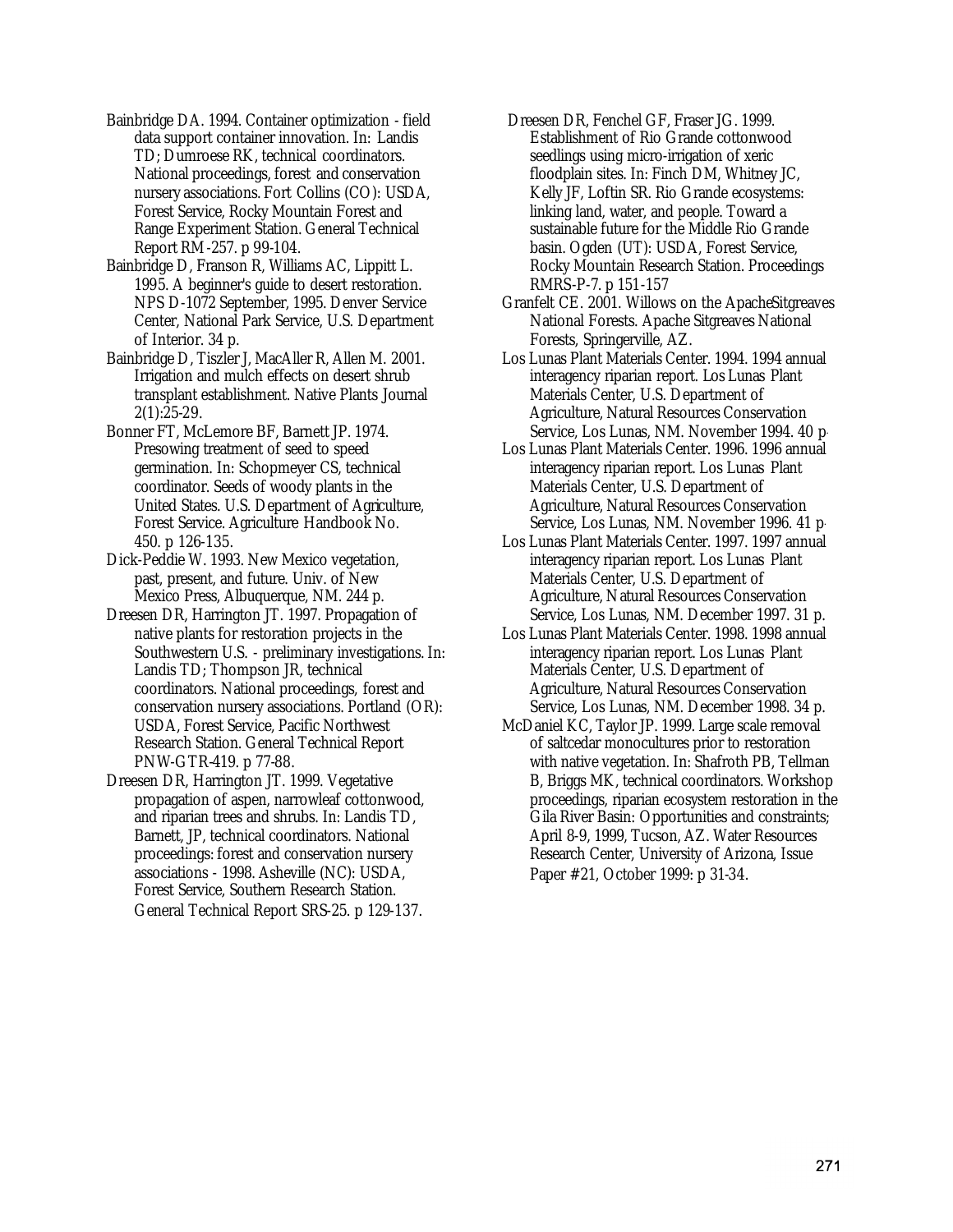Bainbridge DA. 1994. Container optimization - field data support container innovation. In: Landis TD; Dumroese RK, technical coordinators. National proceedings, forest and conservation nursery associations. Fort Collins (CO): USDA, Forest Service, Rocky Mountain Forest and Range Experiment Station. General Technical Report RM-257. p 99-104.

Bainbridge D, Franson R, Williams AC, Lippitt L. 1995. A beginner's guide to desert restoration. NPS D-1072 September, 1995. Denver Service Center, National Park Service, U.S. Department of Interior. 34 p.

Bainbridge D, Tiszler J, MacAller R, Allen M. 2001. Irrigation and mulch effects on desert shrub transplant establishment. Native Plants Journal 2(1):25-29.

Bonner FT, McLemore BF, Barnett JP. 1974. Presowing treatment of seed to speed germination. In: Schopmeyer CS, technical coordinator. Seeds of woody plants in the United States. U.S. Department of Agriculture, Forest Service. Agriculture Handbook No. 450. p 126-135.

Dick-Peddie W. 1993. New Mexico vegetation, past, present, and future. Univ. of New Mexico Press, Albuquerque, NM. 244 p.

Dreesen DR, Harrington JT. 1997. Propagation of native plants for restoration projects in the Southwestern U.S. - preliminary investigations. In: Landis TD; Thompson JR, technical coordinators. National proceedings, forest and conservation nursery associations. Portland (OR): USDA, Forest Service, Pacific Northwest Research Station. General Technical Report PNW-GTR-419. p 77-88.

Dreesen DR, Harrington JT. 1999. Vegetative propagation of aspen, narrowleaf cottonwood, and riparian trees and shrubs. In: Landis TD, Barnett, JP, technical coordinators. National proceedings: forest and conservation nursery associations - 1998. Asheville (NC): USDA, Forest Service, Southern Research Station. General Technical Report SRS-25. p 129-137.

Dreesen DR, Fenchel GF, Fraser JG. 1999. Establishment of Rio Grande cottonwood seedlings using micro-irrigation of xeric floodplain sites. In: Finch DM, Whitney JC, Kelly JF, Loftin SR. Rio Grande ecosystems: linking land, water, and people. Toward a sustainable future for the Middle Rio Grande basin. Ogden (UT): USDA, Forest Service, Rocky Mountain Research Station. Proceedings RMRS-P-7. p 151-157

Granfelt CE. 2001. Willows on the ApacheSitgreaves National Forests. Apache Sitgreaves National Forests, Springerville, AZ.

Los Lunas Plant Materials Center. 1994. 1994 annual interagency riparian report. Los Lunas Plant Materials Center, U.S. Department of Agriculture, Natural Resources Conservation Service, Los Lunas, NM. November 1994. 40 p.

Los Lunas Plant Materials Center. 1996. 1996 annual interagency riparian report. Los Lunas Plant Materials Center, U.S. Department of Agriculture, Natural Resources Conservation Service, Los Lunas, NM. November 1996. 41 p.

Los Lunas Plant Materials Center. 1997. 1997 annual interagency riparian report. Los Lunas Plant Materials Center, U.S. Department of Agriculture, Natural Resources Conservation Service, Los Lunas, NM. December 1997. 31 p.

Los Lunas Plant Materials Center. 1998. 1998 annual interagency riparian report. Los Lunas Plant Materials Center, U.S. Department of Agriculture, Natural Resources Conservation Service, Los Lunas, NM. December 1998. 34 p.

McDaniel KC, Taylor JP. 1999. Large scale removal of saltcedar monocultures prior to restoration with native vegetation. In: Shafroth PB, Tellman B, Briggs MK, technical coordinators. Workshop proceedings, riparian ecosystem restoration in the Gila River Basin: Opportunities and constraints; April 8-9, 1999, Tucson, AZ. Water Resources Research Center, University of Arizona, Issue Paper #21, October 1999: p 31-34.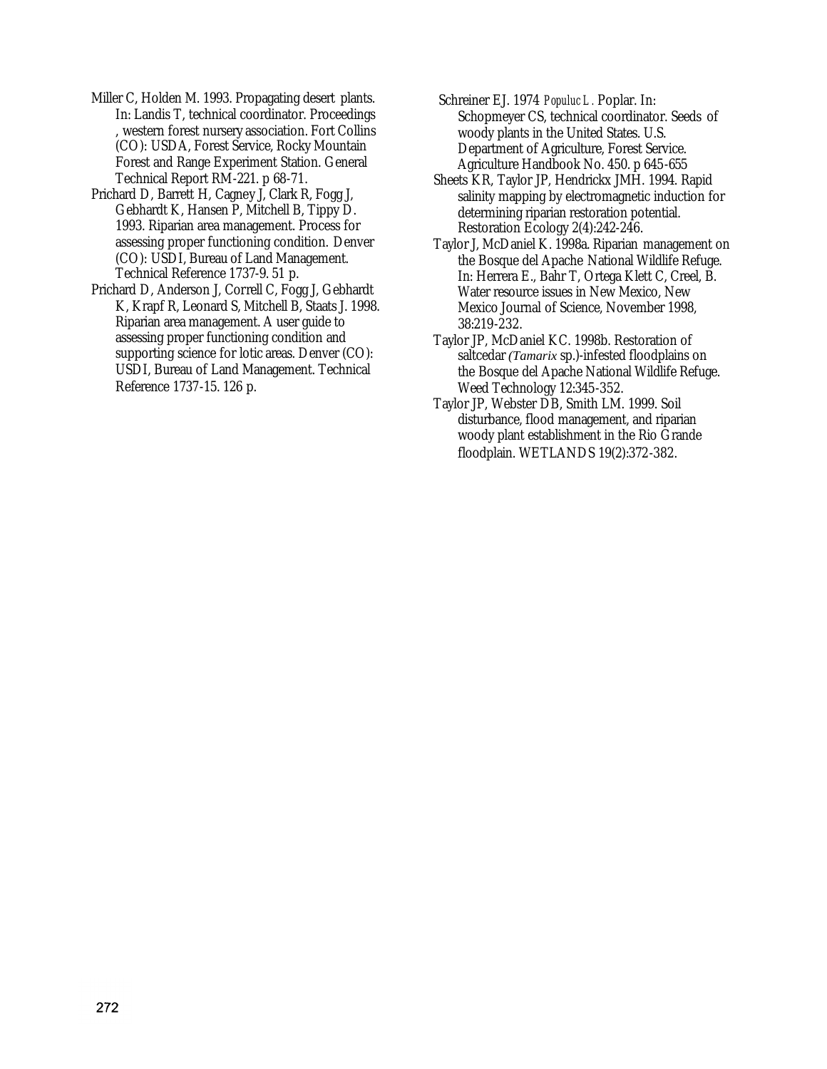Miller C, Holden M. 1993. Propagating desert plants. In: Landis T, technical coordinator. Proceedings , western forest nursery association. Fort Collins (CO): USDA, Forest Service, Rocky Mountain Forest and Range Experiment Station. General Technical Report RM-221. p 68-71.

Prichard D, Barrett H, Cagney J, Clark R, Fogg J, Gebhardt K, Hansen P, Mitchell B, Tippy D. 1993. Riparian area management. Process for assessing proper functioning condition. Denver (CO): USDI, Bureau of Land Management. Technical Reference 1737-9. 51 p.

Prichard D, Anderson J, Correll C, Fogg J, Gebhardt K, Krapf R, Leonard S, Mitchell B, Staats J. 1998. Riparian area management. A user guide to assessing proper functioning condition and supporting science for lotic areas. Denver (CO): USDI, Bureau of Land Management. Technical Reference 1737-15. 126 p.

Schreiner EJ. 1974 *Populuc L.* Poplar. In: Schopmeyer CS, technical coordinator. Seeds of woody plants in the United States. U.S. Department of Agriculture, Forest Service. Agriculture Handbook No. 450. p 645-655

Sheets KR, Taylor JP, Hendrickx JMH. 1994. Rapid salinity mapping by electromagnetic induction for determining riparian restoration potential. Restoration Ecology 2(4):242-246.

Taylor J, McDaniel K. 1998a. Riparian management on the Bosque del Apache National Wildlife Refuge. In: Herrera E., Bahr T, Ortega Klett C, Creel, B. Water resource issues in New Mexico, New Mexico Journal of Science, November 1998, 38:219-232.

Taylor JP, McDaniel KC. 1998b. Restoration of saltcedar *(Tamarix* sp.)-infested floodplains on the Bosque del Apache National Wildlife Refuge. Weed Technology 12:345-352.

Taylor JP, Webster DB, Smith LM. 1999. Soil disturbance, flood management, and riparian woody plant establishment in the Rio Grande floodplain. WETLANDS 19(2):372-382.